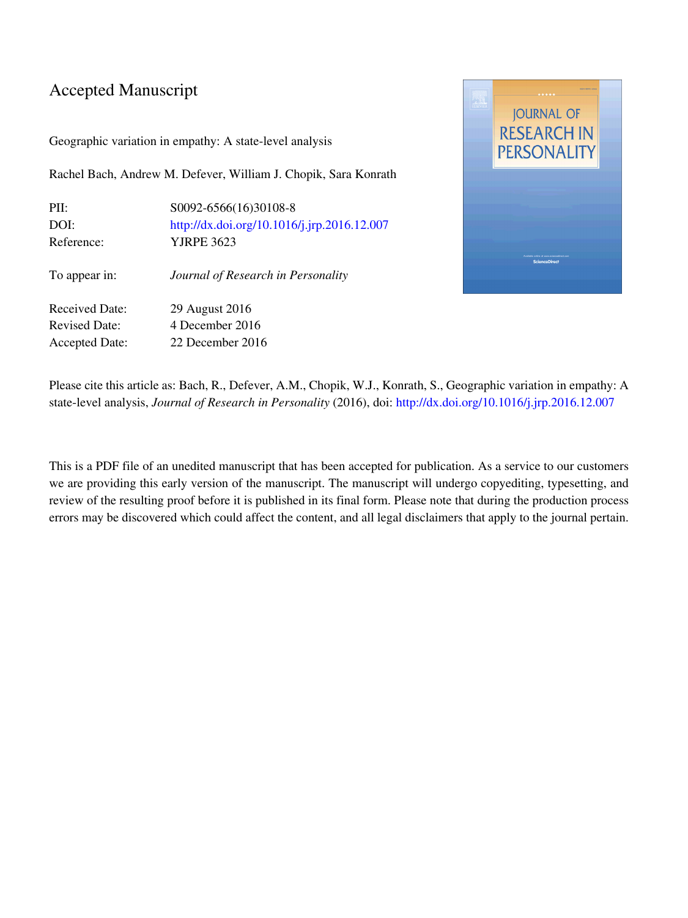# Accepted Manuscript

Geographic variation in empathy: A state-level analysis

Rachel Bach, Andrew M. Defever, William J. Chopik, Sara Konrath

| | |
|---|---|
| PII: | S0092-6566(16)30108-8 |
| DOI: | http://dx.doi.org/10.1016/j.jrp.2016.12.007 |
| Reference: | YJRPE 3623 |
| To appear in: | *Journal of Research in Personality* |
| Received Date: | 29 August 2016 |
| Revised Date: | 4 December 2016 |
| Accepted Date: | 22 December 2016 |

Please cite this article as: Bach, R., Defever, A.M., Chopik, W.J., Konrath, S., Geographic variation in empathy: A state-level analysis, *Journal of Research in Personality* (2016), doi: http://dx.doi.org/10.1016/j.jrp.2016.12.007

This is a PDF file of an unedited manuscript that has been accepted for publication. As a service to our customers we are providing this early version of the manuscript. The manuscript will undergo copyediting, typesetting, and review of the resulting proof before it is published in its final form. Please note that during the production process errors may be discovered which could affect the content, and all legal disclaimers that apply to the journal pertain.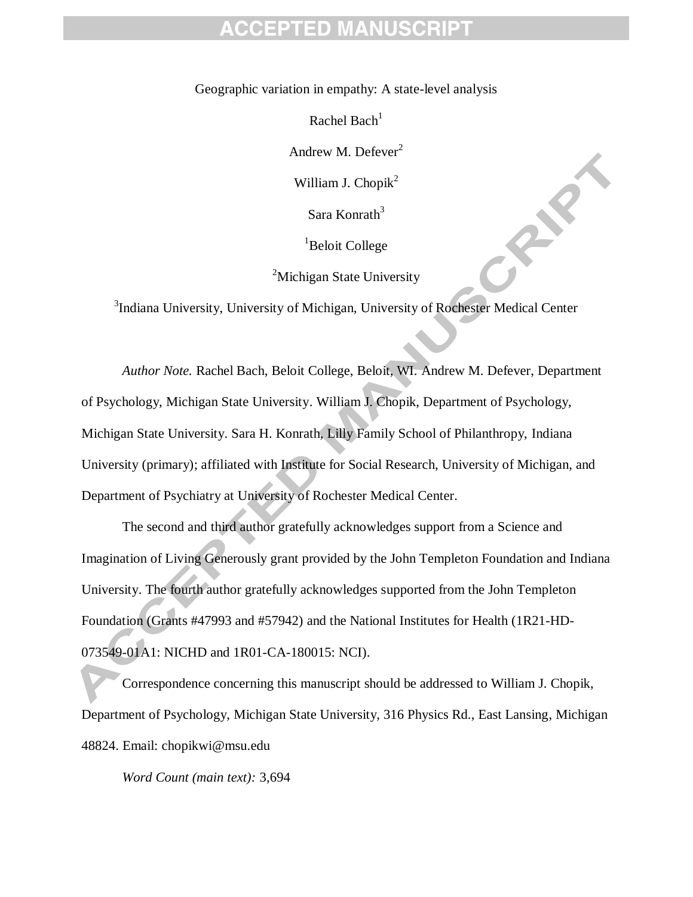# Geographic variation in empathy: A state-level analysis

Rachel Bach[1]

Andrew M. Defever[2]

William J. Chopik[2]

Sara Konrath[3]

[1]Beloit College

[2]Michigan State University

[3]Indiana University, University of Michigan, University of Rochester Medical Center

*Author Note.* Rachel Bach, Beloit College, Beloit, WI. Andrew M. Defever, Department of Psychology, Michigan State University. William J. Chopik, Department of Psychology, Michigan State University. Sara H. Konrath, Lilly Family School of Philanthropy, Indiana University (primary); affiliated with Institute for Social Research, University of Michigan, and Department of Psychiatry at University of Rochester Medical Center.

The second and third author gratefully acknowledges support from a Science and Imagination of Living Generously grant provided by the John Templeton Foundation and Indiana University. The fourth author gratefully acknowledges supported from the John Templeton Foundation (Grants #47993 and #57942) and the National Institutes for Health (1R21-HD-073549-01A1: NICHD and 1R01-CA-180015: NCI).

Correspondence concerning this manuscript should be addressed to William J. Chopik, Department of Psychology, Michigan State University, 316 Physics Rd., East Lansing, Michigan 48824. Email: chopikwi@msu.edu

*Word Count (main text):* 3,694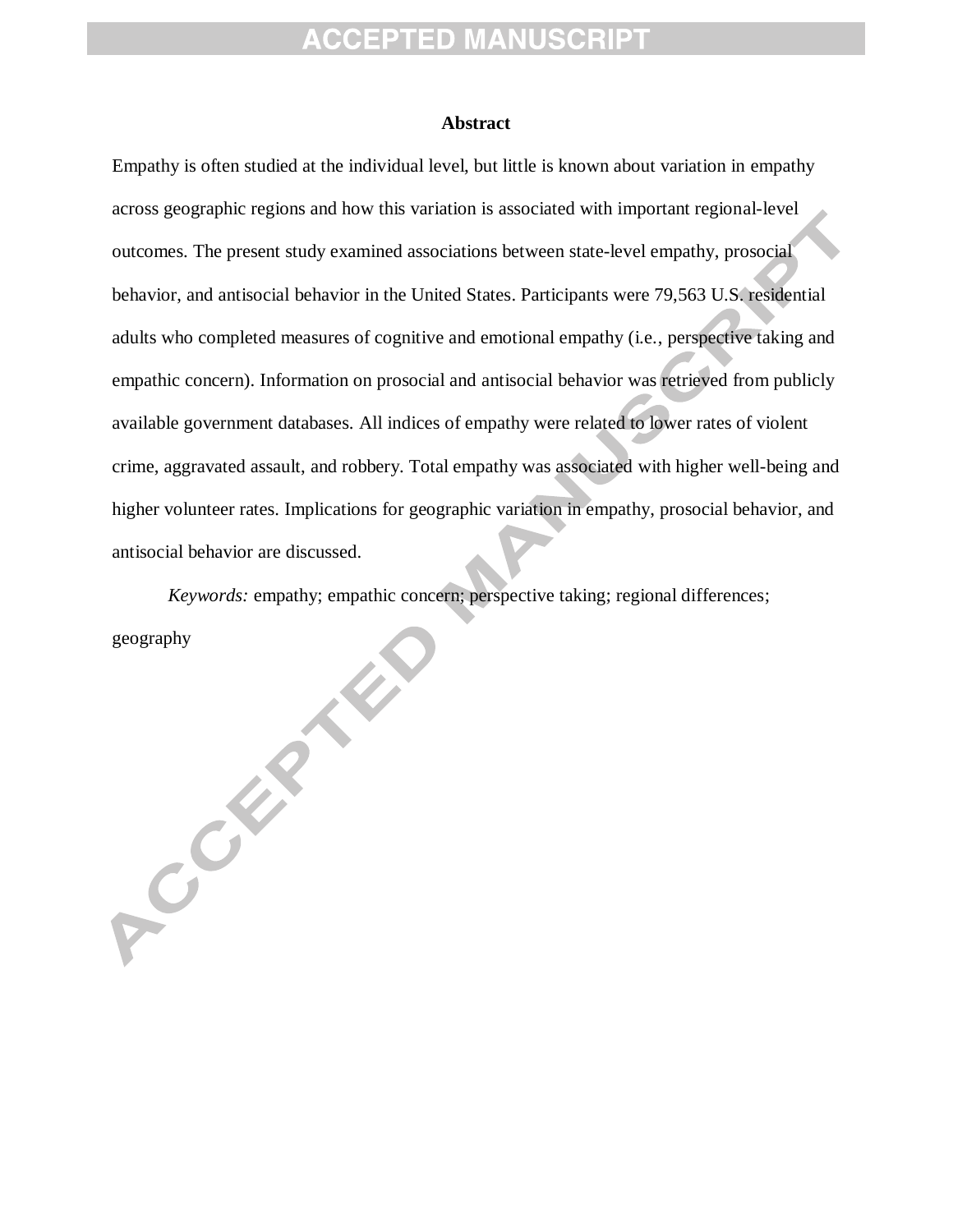## Abstract

Empathy is often studied at the individual level, but little is known about variation in empathy across geographic regions and how this variation is associated with important regional-level outcomes. The present study examined associations between state-level empathy, prosocial behavior, and antisocial behavior in the United States. Participants were 79,563 U.S. residential adults who completed measures of cognitive and emotional empathy (i.e., perspective taking and empathic concern). Information on prosocial and antisocial behavior was retrieved from publicly available government databases. All indices of empathy were related to lower rates of violent crime, aggravated assault, and robbery. Total empathy was associated with higher well-being and higher volunteer rates. Implications for geographic variation in empathy, prosocial behavior, and antisocial behavior are discussed.

*Keywords:* empathy; empathic concern; perspective taking; regional differences; geography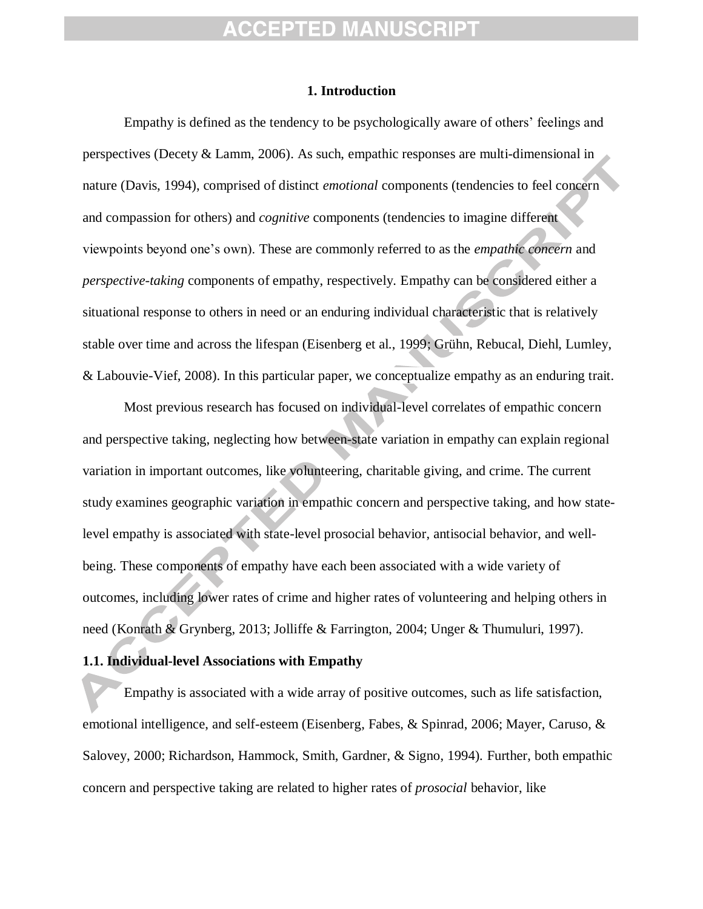# 1. Introduction

Empathy is defined as the tendency to be psychologically aware of others' feelings and perspectives (Decety & Lamm, 2006). As such, empathic responses are multi-dimensional in nature (Davis, 1994), comprised of distinct *emotional* components (tendencies to feel concern and compassion for others) and *cognitive* components (tendencies to imagine different viewpoints beyond one's own). These are commonly referred to as the *empathic concern* and *perspective-taking* components of empathy, respectively. Empathy can be considered either a situational response to others in need or an enduring individual characteristic that is relatively stable over time and across the lifespan (Eisenberg et al., 1999; Grühn, Rebucal, Diehl, Lumley, & Labouvie-Vief, 2008). In this particular paper, we conceptualize empathy as an enduring trait.

Most previous research has focused on individual-level correlates of empathic concern and perspective taking, neglecting how between-state variation in empathy can explain regional variation in important outcomes, like volunteering, charitable giving, and crime. The current study examines geographic variation in empathic concern and perspective taking, and how state-level empathy is associated with state-level prosocial behavior, antisocial behavior, and well-being. These components of empathy have each been associated with a wide variety of outcomes, including lower rates of crime and higher rates of volunteering and helping others in need (Konrath & Grynberg, 2013; Jolliffe & Farrington, 2004; Unger & Thumuluri, 1997).

## 1.1. Individual-level Associations with Empathy

Empathy is associated with a wide array of positive outcomes, such as life satisfaction, emotional intelligence, and self-esteem (Eisenberg, Fabes, & Spinrad, 2006; Mayer, Caruso, & Salovey, 2000; Richardson, Hammock, Smith, Gardner, & Signo, 1994). Further, both empathic concern and perspective taking are related to higher rates of *prosocial* behavior, like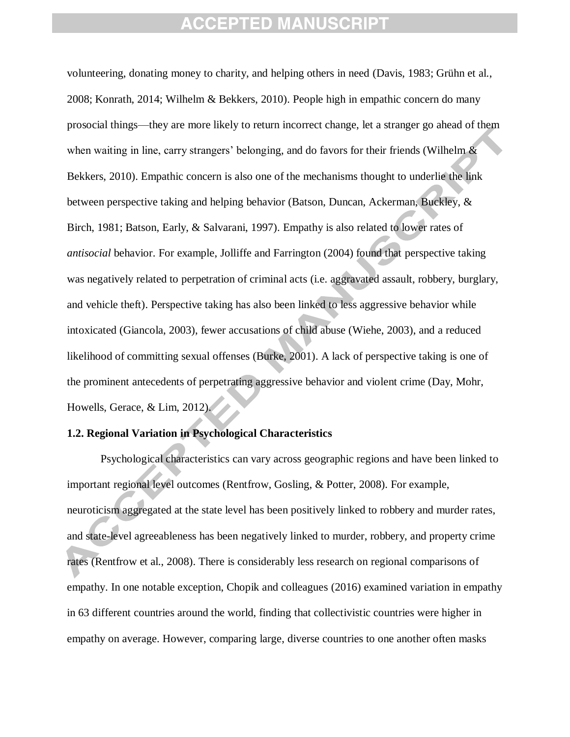volunteering, donating money to charity, and helping others in need (Davis, 1983; Grühn et al., 2008; Konrath, 2014; Wilhelm & Bekkers, 2010). People high in empathic concern do many prosocial things—they are more likely to return incorrect change, let a stranger go ahead of them when waiting in line, carry strangers' belonging, and do favors for their friends (Wilhelm & Bekkers, 2010). Empathic concern is also one of the mechanisms thought to underlie the link between perspective taking and helping behavior (Batson, Duncan, Ackerman, Buckley, & Birch, 1981; Batson, Early, & Salvarani, 1997). Empathy is also related to lower rates of *antisocial* behavior. For example, Jolliffe and Farrington (2004) found that perspective taking was negatively related to perpetration of criminal acts (i.e. aggravated assault, robbery, burglary, and vehicle theft). Perspective taking has also been linked to less aggressive behavior while intoxicated (Giancola, 2003), fewer accusations of child abuse (Wiehe, 2003), and a reduced likelihood of committing sexual offenses (Burke, 2001). A lack of perspective taking is one of the prominent antecedents of perpetrating aggressive behavior and violent crime (Day, Mohr, Howells, Gerace, & Lim, 2012).

### 1.2. Regional Variation in Psychological Characteristics

Psychological characteristics can vary across geographic regions and have been linked to important regional level outcomes (Rentfrow, Gosling, & Potter, 2008). For example, neuroticism aggregated at the state level has been positively linked to robbery and murder rates, and state-level agreeableness has been negatively linked to murder, robbery, and property crime rates (Rentfrow et al., 2008). There is considerably less research on regional comparisons of empathy. In one notable exception, Chopik and colleagues (2016) examined variation in empathy in 63 different countries around the world, finding that collectivistic countries were higher in empathy on average. However, comparing large, diverse countries to one another often masks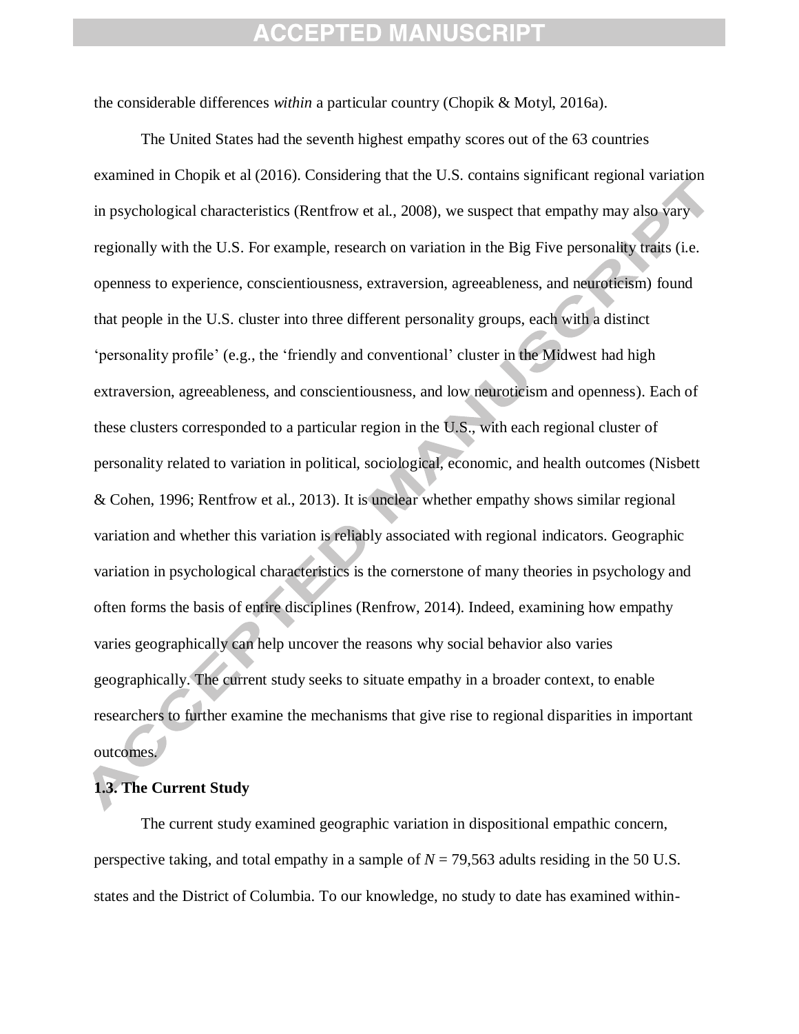the considerable differences *within* a particular country (Chopik & Motyl, 2016a).

The United States had the seventh highest empathy scores out of the 63 countries examined in Chopik et al (2016). Considering that the U.S. contains significant regional variation in psychological characteristics (Rentfrow et al., 2008), we suspect that empathy may also vary regionally with the U.S. For example, research on variation in the Big Five personality traits (i.e. openness to experience, conscientiousness, extraversion, agreeableness, and neuroticism) found that people in the U.S. cluster into three different personality groups, each with a distinct 'personality profile' (e.g., the 'friendly and conventional' cluster in the Midwest had high extraversion, agreeableness, and conscientiousness, and low neuroticism and openness). Each of these clusters corresponded to a particular region in the U.S., with each regional cluster of personality related to variation in political, sociological, economic, and health outcomes (Nisbett & Cohen, 1996; Rentfrow et al., 2013). It is unclear whether empathy shows similar regional variation and whether this variation is reliably associated with regional indicators. Geographic variation in psychological characteristics is the cornerstone of many theories in psychology and often forms the basis of entire disciplines (Renfrow, 2014). Indeed, examining how empathy varies geographically can help uncover the reasons why social behavior also varies geographically. The current study seeks to situate empathy in a broader context, to enable researchers to further examine the mechanisms that give rise to regional disparities in important outcomes.

### 1.3. The Current Study

The current study examined geographic variation in dispositional empathic concern, perspective taking, and total empathy in a sample of $N$ = 79,563 adults residing in the 50 U.S. states and the District of Columbia. To our knowledge, no study to date has examined within-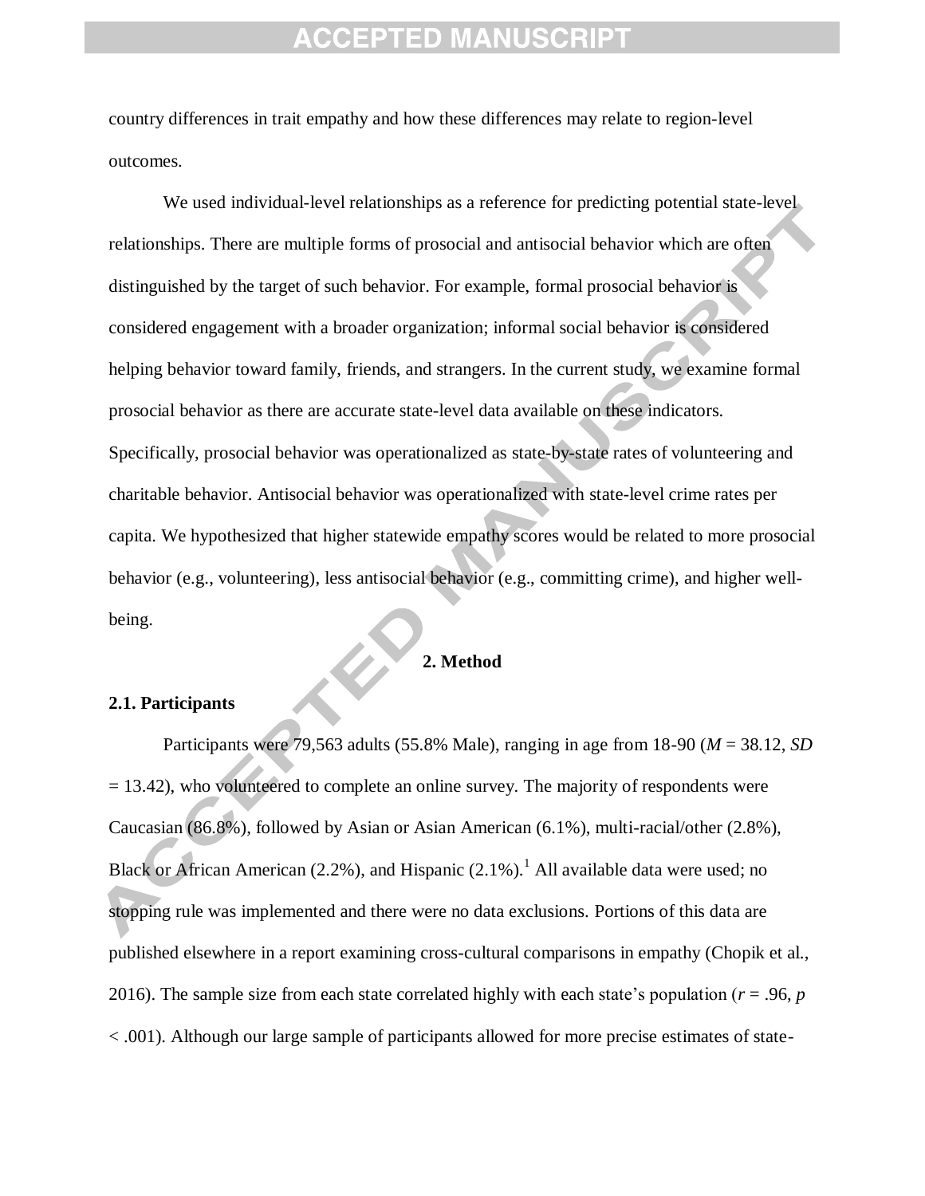country differences in trait empathy and how these differences may relate to region-level outcomes.

We used individual-level relationships as a reference for predicting potential state-level relationships. There are multiple forms of prosocial and antisocial behavior which are often distinguished by the target of such behavior. For example, formal prosocial behavior is considered engagement with a broader organization; informal social behavior is considered helping behavior toward family, friends, and strangers. In the current study, we examine formal prosocial behavior as there are accurate state-level data available on these indicators. Specifically, prosocial behavior was operationalized as state-by-state rates of volunteering and charitable behavior. Antisocial behavior was operationalized with state-level crime rates per capita. We hypothesized that higher statewide empathy scores would be related to more prosocial behavior (e.g., volunteering), less antisocial behavior (e.g., committing crime), and higher well-being.

## 2. Method

### 2.1. Participants

Participants were 79,563 adults (55.8% Male), ranging in age from 18-90 ($M$ = 38.12, $SD$ = 13.42), who volunteered to complete an online survey. The majority of respondents were Caucasian (86.8%), followed by Asian or Asian American (6.1%), multi-racial/other (2.8%), Black or African American (2.2%), and Hispanic (2.1%).[1] All available data were used; no stopping rule was implemented and there were no data exclusions. Portions of this data are published elsewhere in a report examining cross-cultural comparisons in empathy (Chopik et al., 2016). The sample size from each state correlated highly with each state's population ($r$ = .96, $p$ < .001). Although our large sample of participants allowed for more precise estimates of state-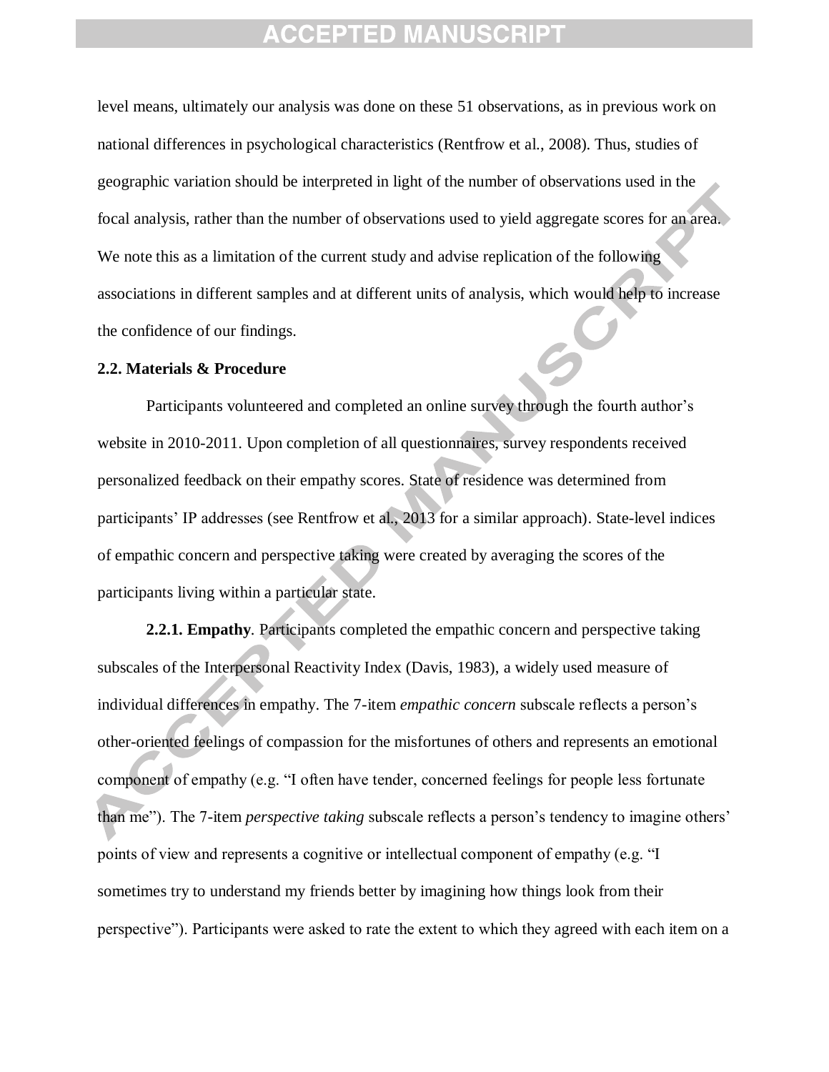level means, ultimately our analysis was done on these 51 observations, as in previous work on national differences in psychological characteristics (Rentfrow et al., 2008). Thus, studies of geographic variation should be interpreted in light of the number of observations used in the focal analysis, rather than the number of observations used to yield aggregate scores for an area. We note this as a limitation of the current study and advise replication of the following associations in different samples and at different units of analysis, which would help to increase the confidence of our findings.

### 2.2. Materials & Procedure

Participants volunteered and completed an online survey through the fourth author's website in 2010-2011. Upon completion of all questionnaires, survey respondents received personalized feedback on their empathy scores. State of residence was determined from participants' IP addresses (see Rentfrow et al., 2013 for a similar approach). State-level indices of empathic concern and perspective taking were created by averaging the scores of the participants living within a particular state.

**2.2.1. Empathy**. Participants completed the empathic concern and perspective taking subscales of the Interpersonal Reactivity Index (Davis, 1983), a widely used measure of individual differences in empathy. The 7-item *empathic concern* subscale reflects a person's other-oriented feelings of compassion for the misfortunes of others and represents an emotional component of empathy (e.g. "I often have tender, concerned feelings for people less fortunate than me"). The 7-item *perspective taking* subscale reflects a person's tendency to imagine others' points of view and represents a cognitive or intellectual component of empathy (e.g. "I sometimes try to understand my friends better by imagining how things look from their perspective"). Participants were asked to rate the extent to which they agreed with each item on a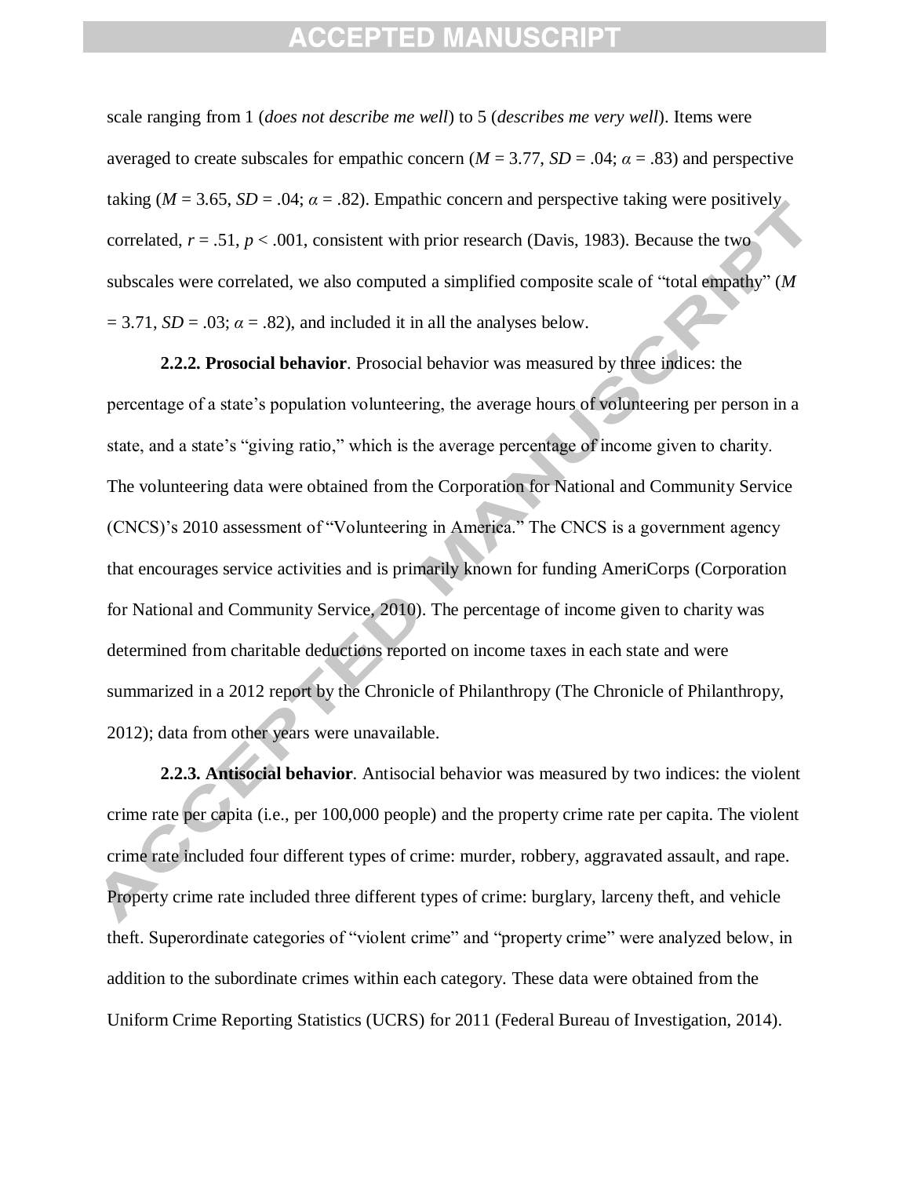scale ranging from 1 (*does not describe me well*) to 5 (*describes me very well*). Items were averaged to create subscales for empathic concern ($M$ = 3.77, $SD$ = .04; $\alpha$ = .83) and perspective taking ($M$ = 3.65, $SD$ = .04; $\alpha$ = .82). Empathic concern and perspective taking were positively correlated, $r$ = .51, $p$ < .001, consistent with prior research (Davis, 1983). Because the two subscales were correlated, we also computed a simplified composite scale of "total empathy" ($M$ = 3.71, $SD$ = .03; $\alpha$ = .82), and included it in all the analyses below.

**2.2.2. Prosocial behavior**. Prosocial behavior was measured by three indices: the percentage of a state's population volunteering, the average hours of volunteering per person in a state, and a state's "giving ratio," which is the average percentage of income given to charity. The volunteering data were obtained from the Corporation for National and Community Service (CNCS)'s 2010 assessment of "Volunteering in America." The CNCS is a government agency that encourages service activities and is primarily known for funding AmeriCorps (Corporation for National and Community Service, 2010). The percentage of income given to charity was determined from charitable deductions reported on income taxes in each state and were summarized in a 2012 report by the Chronicle of Philanthropy (The Chronicle of Philanthropy, 2012); data from other years were unavailable.

**2.2.3. Antisocial behavior**. Antisocial behavior was measured by two indices: the violent crime rate per capita (i.e., per 100,000 people) and the property crime rate per capita. The violent crime rate included four different types of crime: murder, robbery, aggravated assault, and rape. Property crime rate included three different types of crime: burglary, larceny theft, and vehicle theft. Superordinate categories of "violent crime" and "property crime" were analyzed below, in addition to the subordinate crimes within each category. These data were obtained from the Uniform Crime Reporting Statistics (UCRS) for 2011 (Federal Bureau of Investigation, 2014).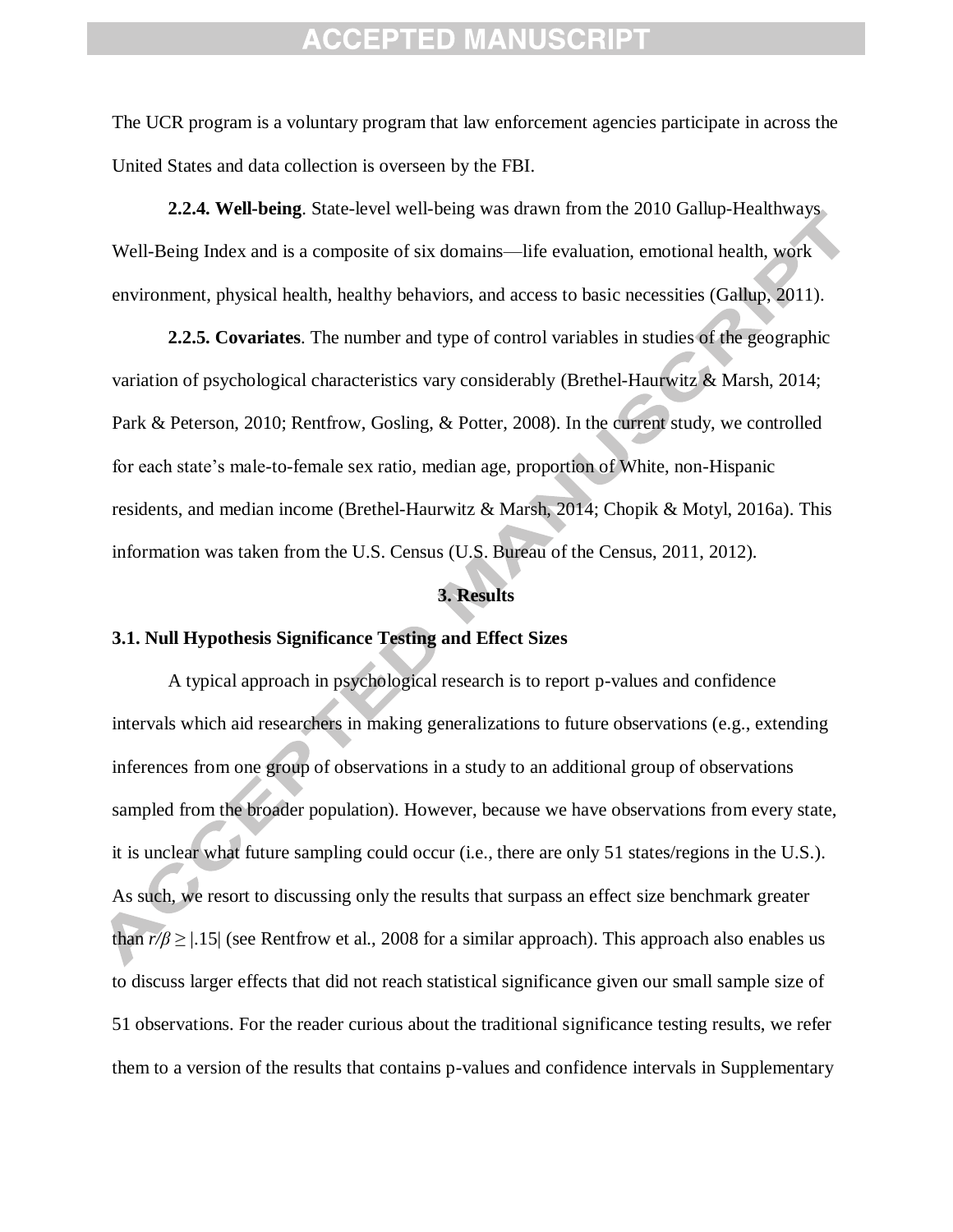The UCR program is a voluntary program that law enforcement agencies participate in across the United States and data collection is overseen by the FBI.

**2.2.4. Well-being**. State-level well-being was drawn from the 2010 Gallup-Healthways Well-Being Index and is a composite of six domains—life evaluation, emotional health, work environment, physical health, healthy behaviors, and access to basic necessities (Gallup, 2011).

**2.2.5. Covariates**. The number and type of control variables in studies of the geographic variation of psychological characteristics vary considerably (Brethel-Haurwitz & Marsh, 2014; Park & Peterson, 2010; Rentfrow, Gosling, & Potter, 2008). In the current study, we controlled for each state's male-to-female sex ratio, median age, proportion of White, non-Hispanic residents, and median income (Brethel-Haurwitz & Marsh, 2014; Chopik & Motyl, 2016a). This information was taken from the U.S. Census (U.S. Bureau of the Census, 2011, 2012).

## 3. Results

### 3.1. Null Hypothesis Significance Testing and Effect Sizes

A typical approach in psychological research is to report p-values and confidence intervals which aid researchers in making generalizations to future observations (e.g., extending inferences from one group of observations in a study to an additional group of observations sampled from the broader population). However, because we have observations from every state, it is unclear what future sampling could occur (i.e., there are only 51 states/regions in the U.S.). As such, we resort to discussing only the results that surpass an effect size benchmark greater than $r/\beta \geq |.15|$ (see Rentfrow et al., 2008 for a similar approach). This approach also enables us to discuss larger effects that did not reach statistical significance given our small sample size of 51 observations. For the reader curious about the traditional significance testing results, we refer them to a version of the results that contains p-values and confidence intervals in Supplementary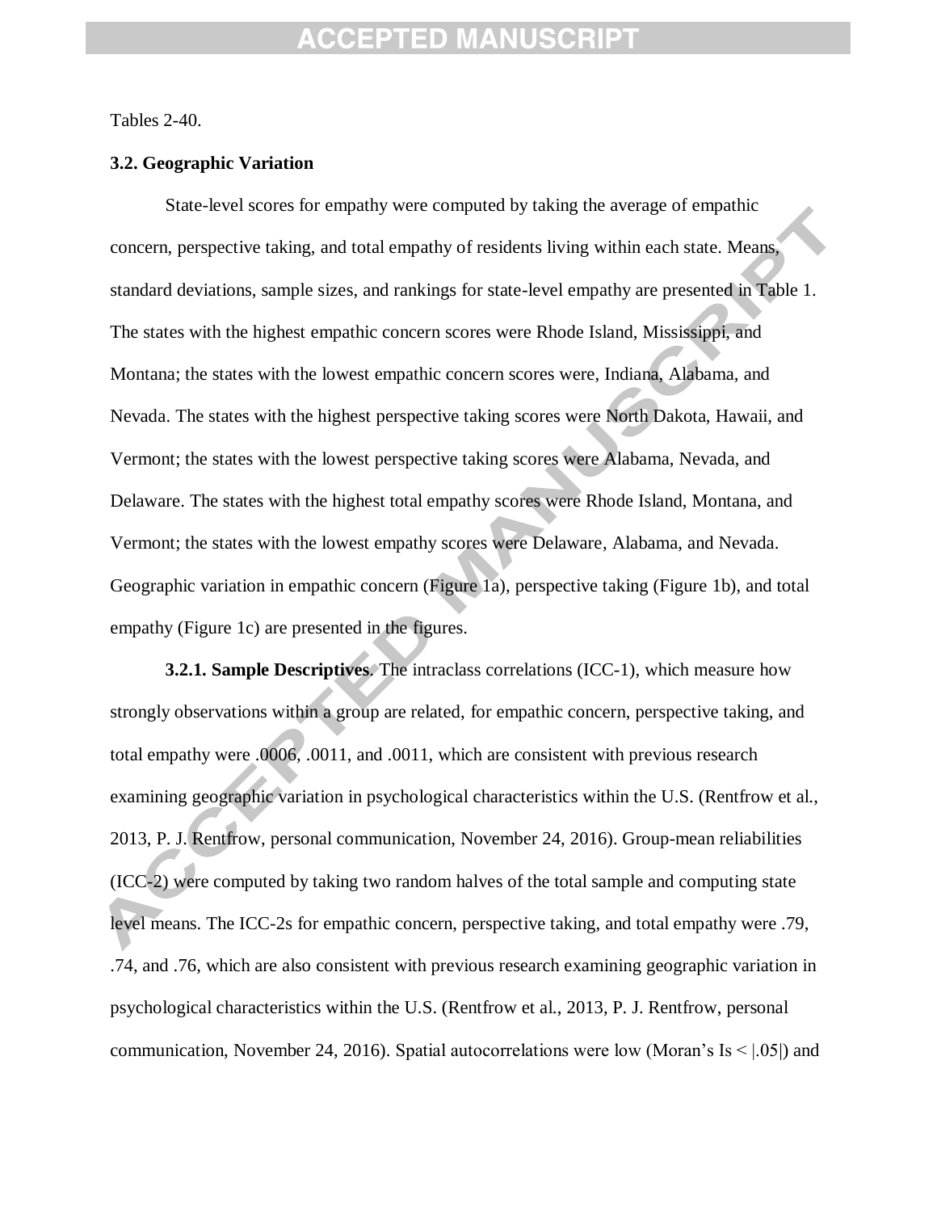Tables 2-40.

### 3.2. Geographic Variation

State-level scores for empathy were computed by taking the average of empathic concern, perspective taking, and total empathy of residents living within each state. Means, standard deviations, sample sizes, and rankings for state-level empathy are presented in Table 1. The states with the highest empathic concern scores were Rhode Island, Mississippi, and Montana; the states with the lowest empathic concern scores were, Indiana, Alabama, and Nevada. The states with the highest perspective taking scores were North Dakota, Hawaii, and Vermont; the states with the lowest perspective taking scores were Alabama, Nevada, and Delaware. The states with the highest total empathy scores were Rhode Island, Montana, and Vermont; the states with the lowest empathy scores were Delaware, Alabama, and Nevada. Geographic variation in empathic concern (Figure 1a), perspective taking (Figure 1b), and total empathy (Figure 1c) are presented in the figures.

**3.2.1. Sample Descriptives**. The intraclass correlations (ICC-1), which measure how strongly observations within a group are related, for empathic concern, perspective taking, and total empathy were .0006, .0011, and .0011, which are consistent with previous research examining geographic variation in psychological characteristics within the U.S. (Rentfrow et al., 2013, P. J. Rentfrow, personal communication, November 24, 2016). Group-mean reliabilities (ICC-2) were computed by taking two random halves of the total sample and computing state level means. The ICC-2s for empathic concern, perspective taking, and total empathy were .79, .74, and .76, which are also consistent with previous research examining geographic variation in psychological characteristics within the U.S. (Rentfrow et al., 2013, P. J. Rentfrow, personal communication, November 24, 2016). Spatial autocorrelations were low (Moran's Is < |.05|) and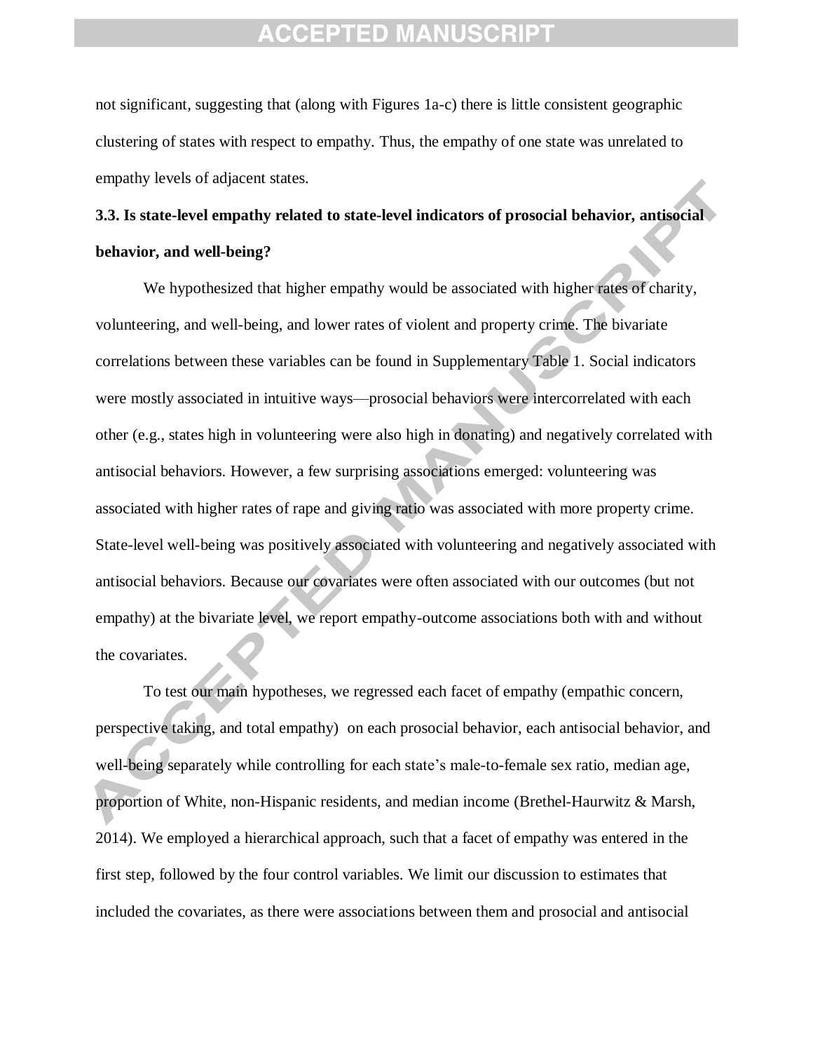not significant, suggesting that (along with Figures 1a-c) there is little consistent geographic clustering of states with respect to empathy. Thus, the empathy of one state was unrelated to empathy levels of adjacent states.

### 3.3. Is state-level empathy related to state-level indicators of prosocial behavior, antisocial behavior, and well-being?

We hypothesized that higher empathy would be associated with higher rates of charity, volunteering, and well-being, and lower rates of violent and property crime. The bivariate correlations between these variables can be found in Supplementary Table 1. Social indicators were mostly associated in intuitive ways—prosocial behaviors were intercorrelated with each other (e.g., states high in volunteering were also high in donating) and negatively correlated with antisocial behaviors. However, a few surprising associations emerged: volunteering was associated with higher rates of rape and giving ratio was associated with more property crime. State-level well-being was positively associated with volunteering and negatively associated with antisocial behaviors. Because our covariates were often associated with our outcomes (but not empathy) at the bivariate level, we report empathy-outcome associations both with and without the covariates.

To test our main hypotheses, we regressed each facet of empathy (empathic concern, perspective taking, and total empathy) on each prosocial behavior, each antisocial behavior, and well-being separately while controlling for each state's male-to-female sex ratio, median age, proportion of White, non-Hispanic residents, and median income (Brethel-Haurwitz & Marsh, 2014). We employed a hierarchical approach, such that a facet of empathy was entered in the first step, followed by the four control variables. We limit our discussion to estimates that included the covariates, as there were associations between them and prosocial and antisocial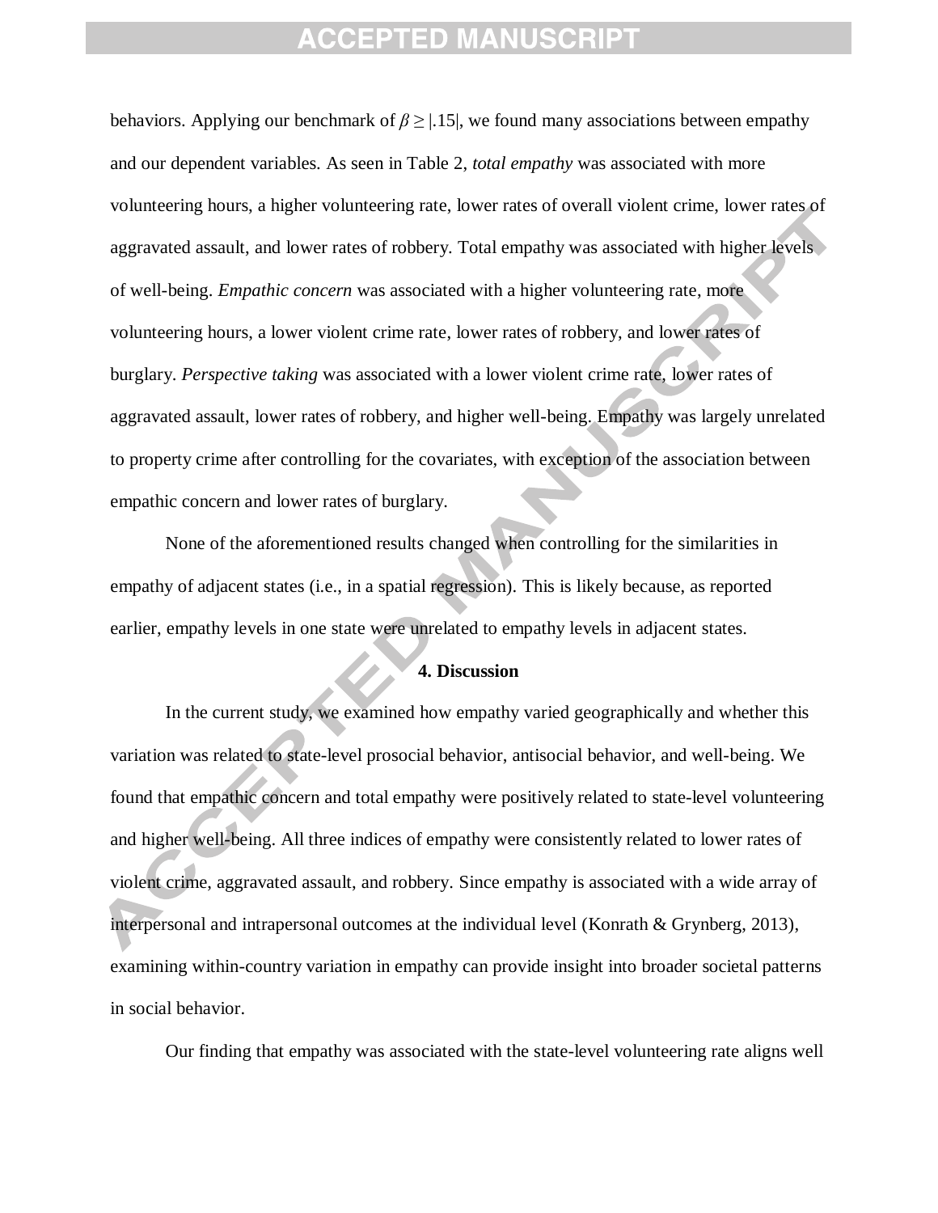behaviors. Applying our benchmark of $\beta \geq |.15|$, we found many associations between empathy and our dependent variables. As seen in Table 2, *total empathy* was associated with more volunteering hours, a higher volunteering rate, lower rates of overall violent crime, lower rates of aggravated assault, and lower rates of robbery. Total empathy was associated with higher levels of well-being. *Empathic concern* was associated with a higher volunteering rate, more volunteering hours, a lower violent crime rate, lower rates of robbery, and lower rates of burglary. *Perspective taking* was associated with a lower violent crime rate, lower rates of aggravated assault, lower rates of robbery, and higher well-being. Empathy was largely unrelated to property crime after controlling for the covariates, with exception of the association between empathic concern and lower rates of burglary.

None of the aforementioned results changed when controlling for the similarities in empathy of adjacent states (i.e., in a spatial regression). This is likely because, as reported earlier, empathy levels in one state were unrelated to empathy levels in adjacent states.

## 4. Discussion

In the current study, we examined how empathy varied geographically and whether this variation was related to state-level prosocial behavior, antisocial behavior, and well-being. We found that empathic concern and total empathy were positively related to state-level volunteering and higher well-being. All three indices of empathy were consistently related to lower rates of violent crime, aggravated assault, and robbery. Since empathy is associated with a wide array of interpersonal and intrapersonal outcomes at the individual level (Konrath & Grynberg, 2013), examining within-country variation in empathy can provide insight into broader societal patterns in social behavior.

Our finding that empathy was associated with the state-level volunteering rate aligns well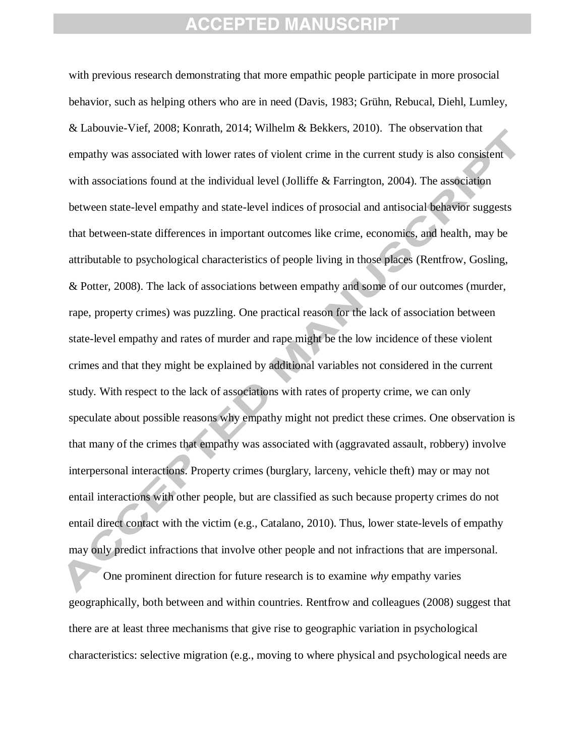with previous research demonstrating that more empathic people participate in more prosocial behavior, such as helping others who are in need (Davis, 1983; Grühn, Rebucal, Diehl, Lumley, & Labouvie-Vief, 2008; Konrath, 2014; Wilhelm & Bekkers, 2010). The observation that empathy was associated with lower rates of violent crime in the current study is also consistent with associations found at the individual level (Jolliffe & Farrington, 2004). The association between state-level empathy and state-level indices of prosocial and antisocial behavior suggests that between-state differences in important outcomes like crime, economics, and health, may be attributable to psychological characteristics of people living in those places (Rentfrow, Gosling, & Potter, 2008). The lack of associations between empathy and some of our outcomes (murder, rape, property crimes) was puzzling. One practical reason for the lack of association between state-level empathy and rates of murder and rape might be the low incidence of these violent crimes and that they might be explained by additional variables not considered in the current study. With respect to the lack of associations with rates of property crime, we can only speculate about possible reasons why empathy might not predict these crimes. One observation is that many of the crimes that empathy was associated with (aggravated assault, robbery) involve interpersonal interactions. Property crimes (burglary, larceny, vehicle theft) may or may not entail interactions with other people, but are classified as such because property crimes do not entail direct contact with the victim (e.g., Catalano, 2010). Thus, lower state-levels of empathy may only predict infractions that involve other people and not infractions that are impersonal.

One prominent direction for future research is to examine *why* empathy varies geographically, both between and within countries. Rentfrow and colleagues (2008) suggest that there are at least three mechanisms that give rise to geographic variation in psychological characteristics: selective migration (e.g., moving to where physical and psychological needs are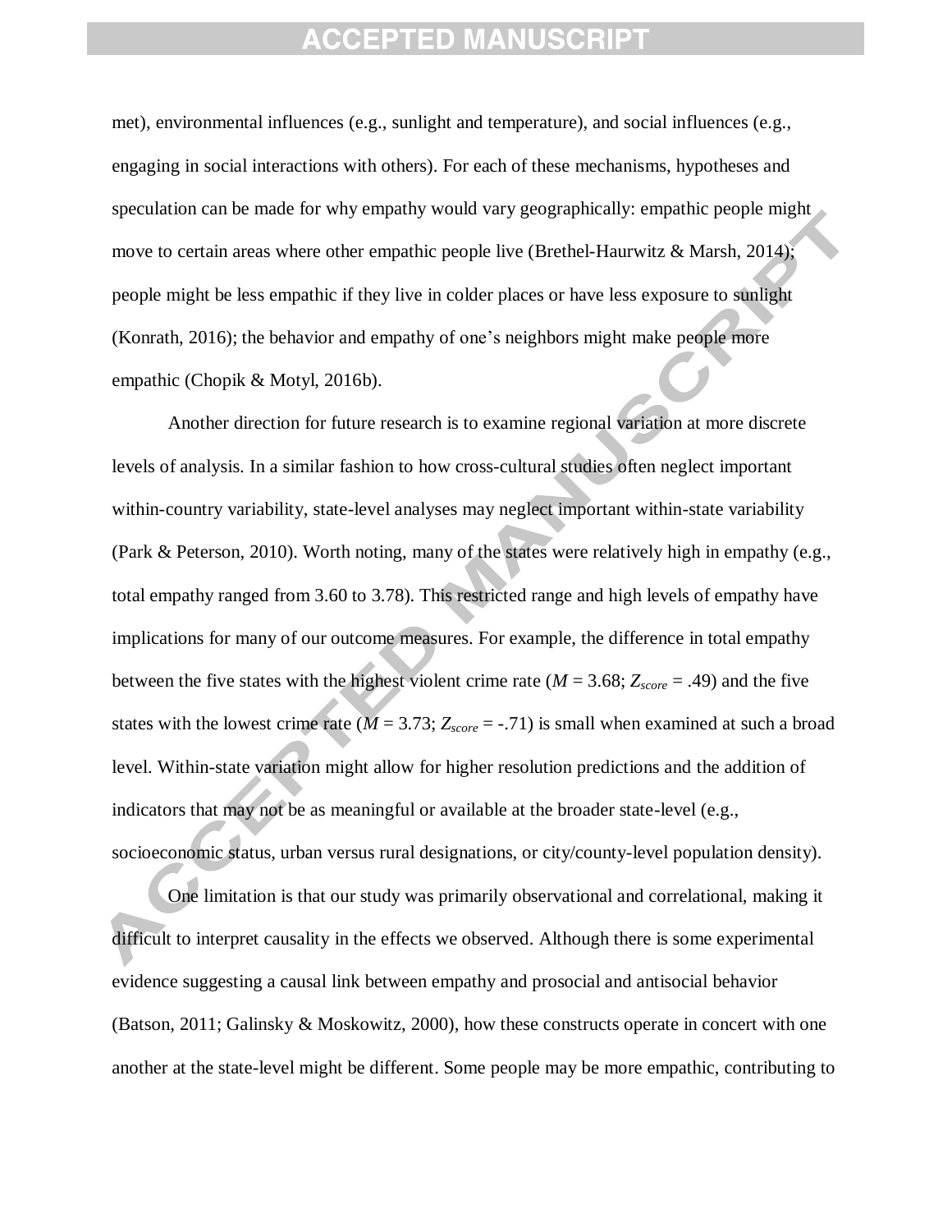met), environmental influences (e.g., sunlight and temperature), and social influences (e.g., engaging in social interactions with others). For each of these mechanisms, hypotheses and speculation can be made for why empathy would vary geographically: empathic people might move to certain areas where other empathic people live (Brethel-Haurwitz & Marsh, 2014); people might be less empathic if they live in colder places or have less exposure to sunlight (Konrath, 2016); the behavior and empathy of one's neighbors might make people more empathic (Chopik & Motyl, 2016b).

Another direction for future research is to examine regional variation at more discrete levels of analysis. In a similar fashion to how cross-cultural studies often neglect important within-country variability, state-level analyses may neglect important within-state variability (Park & Peterson, 2010). Worth noting, many of the states were relatively high in empathy (e.g., total empathy ranged from 3.60 to 3.78). This restricted range and high levels of empathy have implications for many of our outcome measures. For example, the difference in total empathy between the five states with the highest violent crime rate ($M = 3.68$; $Z_{score} = .49$) and the five states with the lowest crime rate ($M = 3.73$; $Z_{score} = -.71$) is small when examined at such a broad level. Within-state variation might allow for higher resolution predictions and the addition of indicators that may not be as meaningful or available at the broader state-level (e.g., socioeconomic status, urban versus rural designations, or city/county-level population density).

One limitation is that our study was primarily observational and correlational, making it difficult to interpret causality in the effects we observed. Although there is some experimental evidence suggesting a causal link between empathy and prosocial and antisocial behavior (Batson, 2011; Galinsky & Moskowitz, 2000), how these constructs operate in concert with one another at the state-level might be different. Some people may be more empathic, contributing to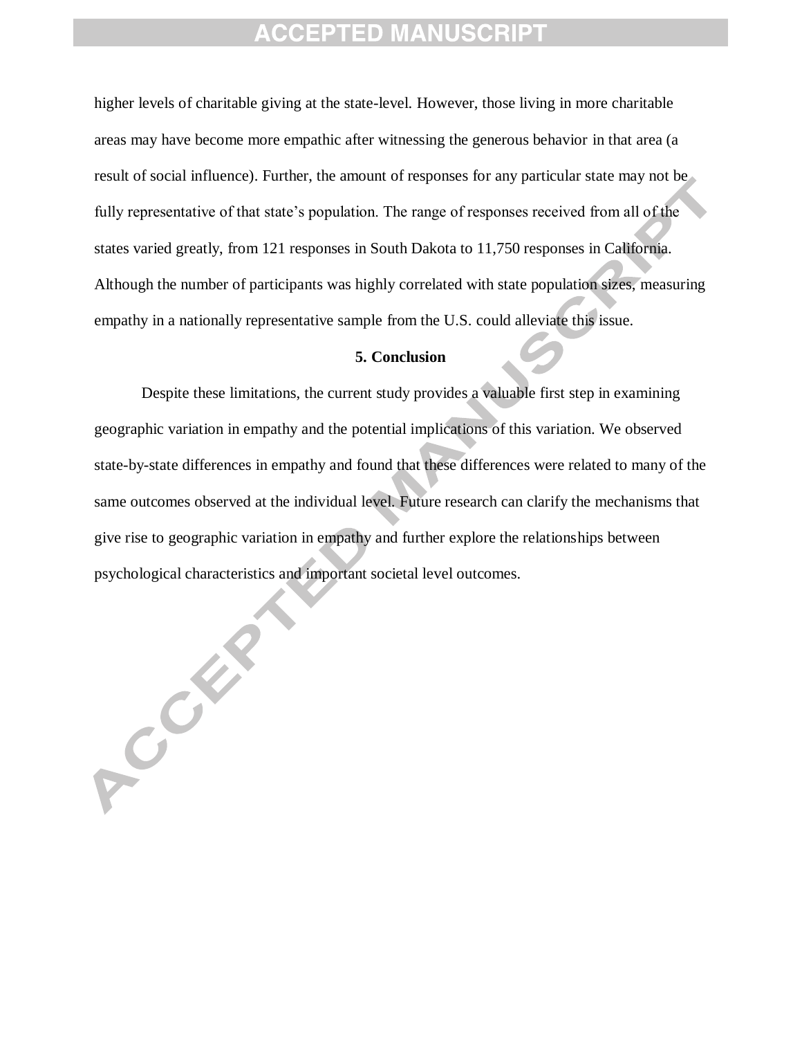higher levels of charitable giving at the state-level. However, those living in more charitable areas may have become more empathic after witnessing the generous behavior in that area (a result of social influence). Further, the amount of responses for any particular state may not be fully representative of that state's population. The range of responses received from all of the states varied greatly, from 121 responses in South Dakota to 11,750 responses in California. Although the number of participants was highly correlated with state population sizes, measuring empathy in a nationally representative sample from the U.S. could alleviate this issue.

## 5. Conclusion

Despite these limitations, the current study provides a valuable first step in examining geographic variation in empathy and the potential implications of this variation. We observed state-by-state differences in empathy and found that these differences were related to many of the same outcomes observed at the individual level. Future research can clarify the mechanisms that give rise to geographic variation in empathy and further explore the relationships between psychological characteristics and important societal level outcomes.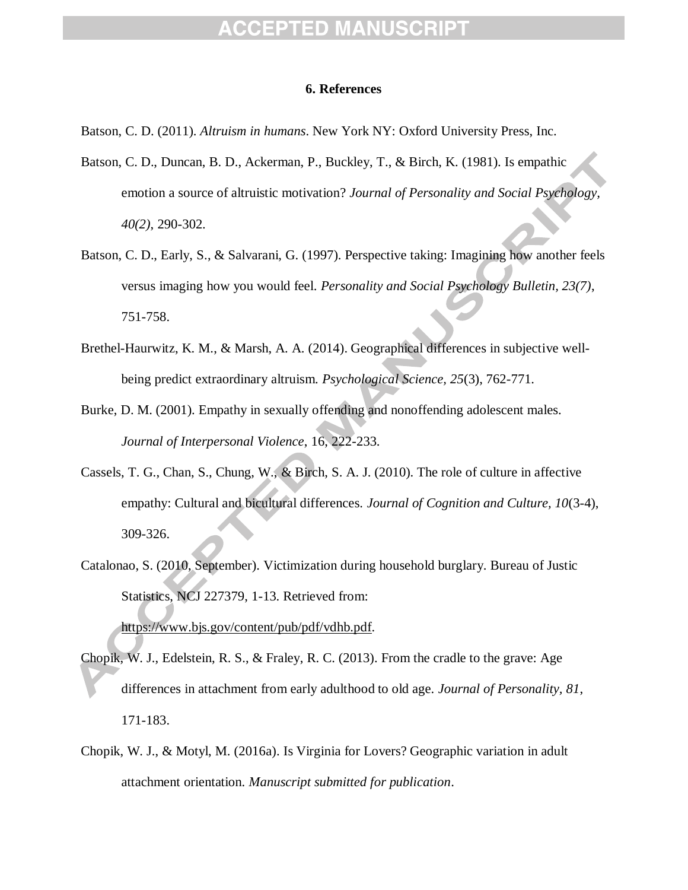## 6. References

Batson, C. D. (2011). *Altruism in humans*. New York NY: Oxford University Press, Inc.

Batson, C. D., Duncan, B. D., Ackerman, P., Buckley, T., & Birch, K. (1981). Is empathic emotion a source of altruistic motivation? *Journal of Personality and Social Psychology, 40(2)*, 290-302.

Batson, C. D., Early, S., & Salvarani, G. (1997). Perspective taking: Imagining how another feels versus imaging how you would feel. *Personality and Social Psychology Bulletin, 23(7)*, 751-758.

Brethel-Haurwitz, K. M., & Marsh, A. A. (2014). Geographical differences in subjective well-being predict extraordinary altruism. *Psychological Science, 25*(3), 762-771.

Burke, D. M. (2001). Empathy in sexually offending and nonoffending adolescent males. *Journal of Interpersonal Violence*, 16, 222-233.

Cassels, T. G., Chan, S., Chung, W., & Birch, S. A. J. (2010). The role of culture in affective empathy: Cultural and bicultural differences. *Journal of Cognition and Culture, 10*(3-4), 309-326.

Catalonao, S. (2010, September). Victimization during household burglary. Bureau of Justic Statistics, NCJ 227379, 1-13. Retrieved from: https://www.bjs.gov/content/pub/pdf/vdhb.pdf.

Chopik, W. J., Edelstein, R. S., & Fraley, R. C. (2013). From the cradle to the grave: Age differences in attachment from early adulthood to old age. *Journal of Personality, 81*, 171-183.

Chopik, W. J., & Motyl, M. (2016a). Is Virginia for Lovers? Geographic variation in adult attachment orientation. *Manuscript submitted for publication*.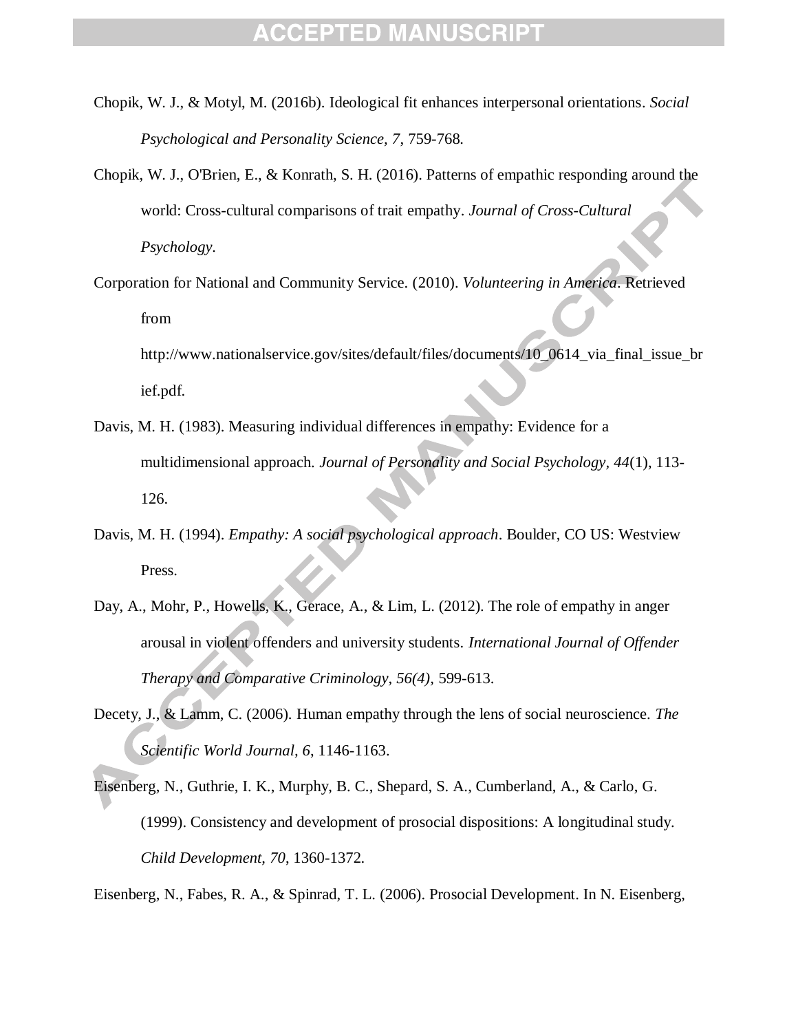Chopik, W. J., & Motyl, M. (2016b). Ideological fit enhances interpersonal orientations. *Social Psychological and Personality Science, 7*, 759-768.

Chopik, W. J., O'Brien, E., & Konrath, S. H. (2016). Patterns of empathic responding around the world: Cross-cultural comparisons of trait empathy. *Journal of Cross-Cultural Psychology*.

Corporation for National and Community Service. (2010). *Volunteering in America*. Retrieved from http://www.nationalservice.gov/sites/default/files/documents/10_0614_via_final_issue_brief.pdf.

Davis, M. H. (1983). Measuring individual differences in empathy: Evidence for a multidimensional approach. *Journal of Personality and Social Psychology, 44*(1), 113-126.

Davis, M. H. (1994). *Empathy: A social psychological approach*. Boulder, CO US: Westview Press.

Day, A., Mohr, P., Howells, K., Gerace, A., & Lim, L. (2012). The role of empathy in anger arousal in violent offenders and university students. *International Journal of Offender Therapy and Comparative Criminology, 56(4),* 599-613.

Decety, J., & Lamm, C. (2006). Human empathy through the lens of social neuroscience. *The Scientific World Journal, 6*, 1146-1163.

Eisenberg, N., Guthrie, I. K., Murphy, B. C., Shepard, S. A., Cumberland, A., & Carlo, G. (1999). Consistency and development of prosocial dispositions: A longitudinal study. *Child Development, 70*, 1360-1372.

Eisenberg, N., Fabes, R. A., & Spinrad, T. L. (2006). Prosocial Development. In N. Eisenberg,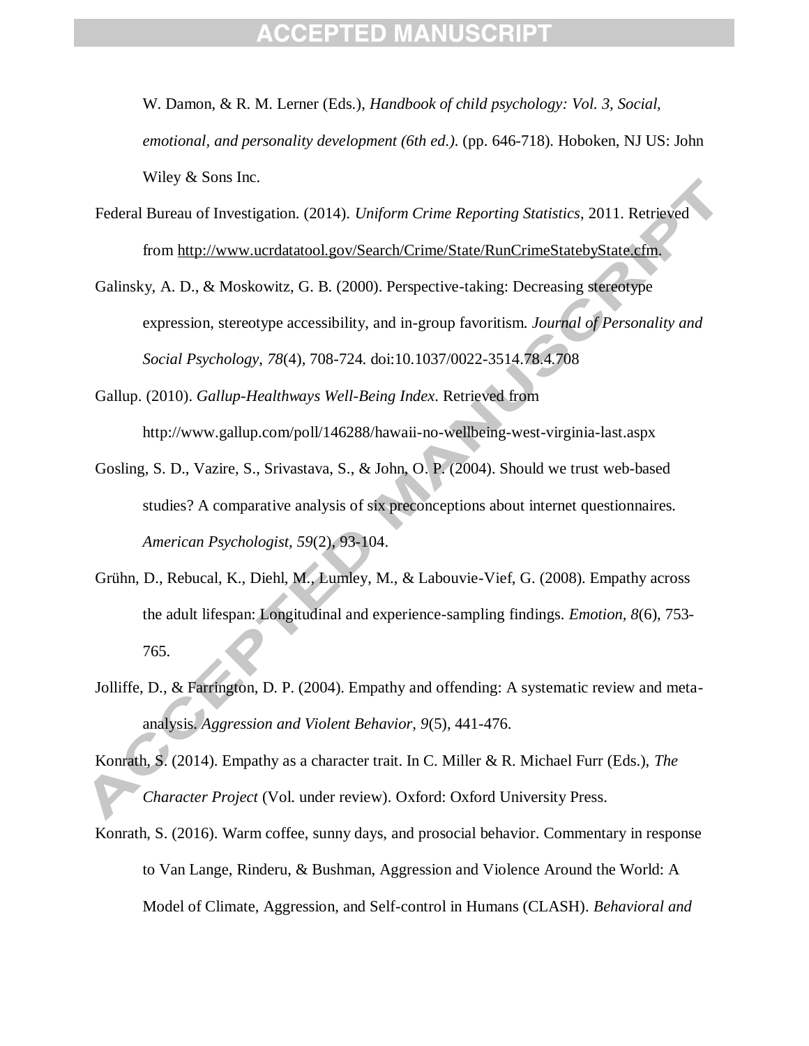W. Damon, & R. M. Lerner (Eds.), *Handbook of child psychology: Vol. 3, Social, emotional, and personality development (6th ed.).* (pp. 646-718). Hoboken, NJ US: John Wiley & Sons Inc.

Federal Bureau of Investigation. (2014). *Uniform Crime Reporting Statistics*, 2011. Retrieved from http://www.ucrdatatool.gov/Search/Crime/State/RunCrimeStatebyState.cfm.

Galinsky, A. D., & Moskowitz, G. B. (2000). Perspective-taking: Decreasing stereotype expression, stereotype accessibility, and in-group favoritism. *Journal of Personality and Social Psychology, 78*(4), 708-724. doi:10.1037/0022-3514.78.4.708

Gallup. (2010). *Gallup-Healthways Well-Being Index*. Retrieved from http://www.gallup.com/poll/146288/hawaii-no-wellbeing-west-virginia-last.aspx

Gosling, S. D., Vazire, S., Srivastava, S., & John, O. P. (2004). Should we trust web-based studies? A comparative analysis of six preconceptions about internet questionnaires. *American Psychologist, 59*(2), 93-104.

Grühn, D., Rebucal, K., Diehl, M., Lumley, M., & Labouvie-Vief, G. (2008). Empathy across the adult lifespan: Longitudinal and experience-sampling findings. *Emotion, 8*(6), 753-765.

Jolliffe, D., & Farrington, D. P. (2004). Empathy and offending: A systematic review and meta-analysis. *Aggression and Violent Behavior, 9*(5), 441-476.

Konrath, S. (2014). Empathy as a character trait. In C. Miller & R. Michael Furr (Eds.), *The Character Project* (Vol. under review). Oxford: Oxford University Press.

Konrath, S. (2016). Warm coffee, sunny days, and prosocial behavior. Commentary in response to Van Lange, Rinderu, & Bushman, Aggression and Violence Around the World: A Model of Climate, Aggression, and Self-control in Humans (CLASH). *Behavioral and*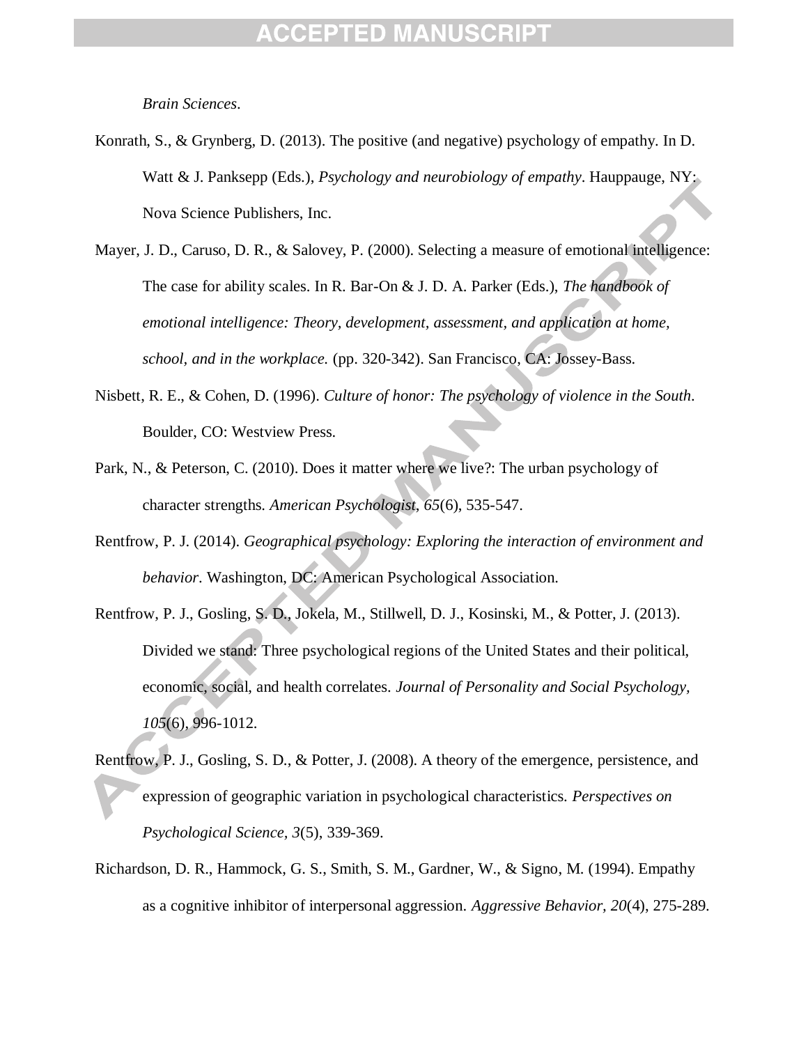*Brain Sciences*.

Konrath, S., & Grynberg, D. (2013). The positive (and negative) psychology of empathy. In D. Watt & J. Panksepp (Eds.), *Psychology and neurobiology of empathy*. Hauppauge, NY: Nova Science Publishers, Inc.

Mayer, J. D., Caruso, D. R., & Salovey, P. (2000). Selecting a measure of emotional intelligence: The case for ability scales. In R. Bar-On & J. D. A. Parker (Eds.), *The handbook of emotional intelligence: Theory, development, assessment, and application at home, school, and in the workplace.* (pp. 320-342). San Francisco, CA: Jossey-Bass.

Nisbett, R. E., & Cohen, D. (1996). *Culture of honor: The psychology of violence in the South*. Boulder, CO: Westview Press.

Park, N., & Peterson, C. (2010). Does it matter where we live?: The urban psychology of character strengths. *American Psychologist, 65*(6), 535-547.

Rentfrow, P. J. (2014). *Geographical psychology: Exploring the interaction of environment and behavior*. Washington, DC: American Psychological Association.

Rentfrow, P. J., Gosling, S. D., Jokela, M., Stillwell, D. J., Kosinski, M., & Potter, J. (2013). Divided we stand: Three psychological regions of the United States and their political, economic, social, and health correlates. *Journal of Personality and Social Psychology, 105*(6), 996-1012.

Rentfrow, P. J., Gosling, S. D., & Potter, J. (2008). A theory of the emergence, persistence, and expression of geographic variation in psychological characteristics. *Perspectives on Psychological Science, 3*(5), 339-369.

Richardson, D. R., Hammock, G. S., Smith, S. M., Gardner, W., & Signo, M. (1994). Empathy as a cognitive inhibitor of interpersonal aggression. *Aggressive Behavior, 20*(4), 275-289.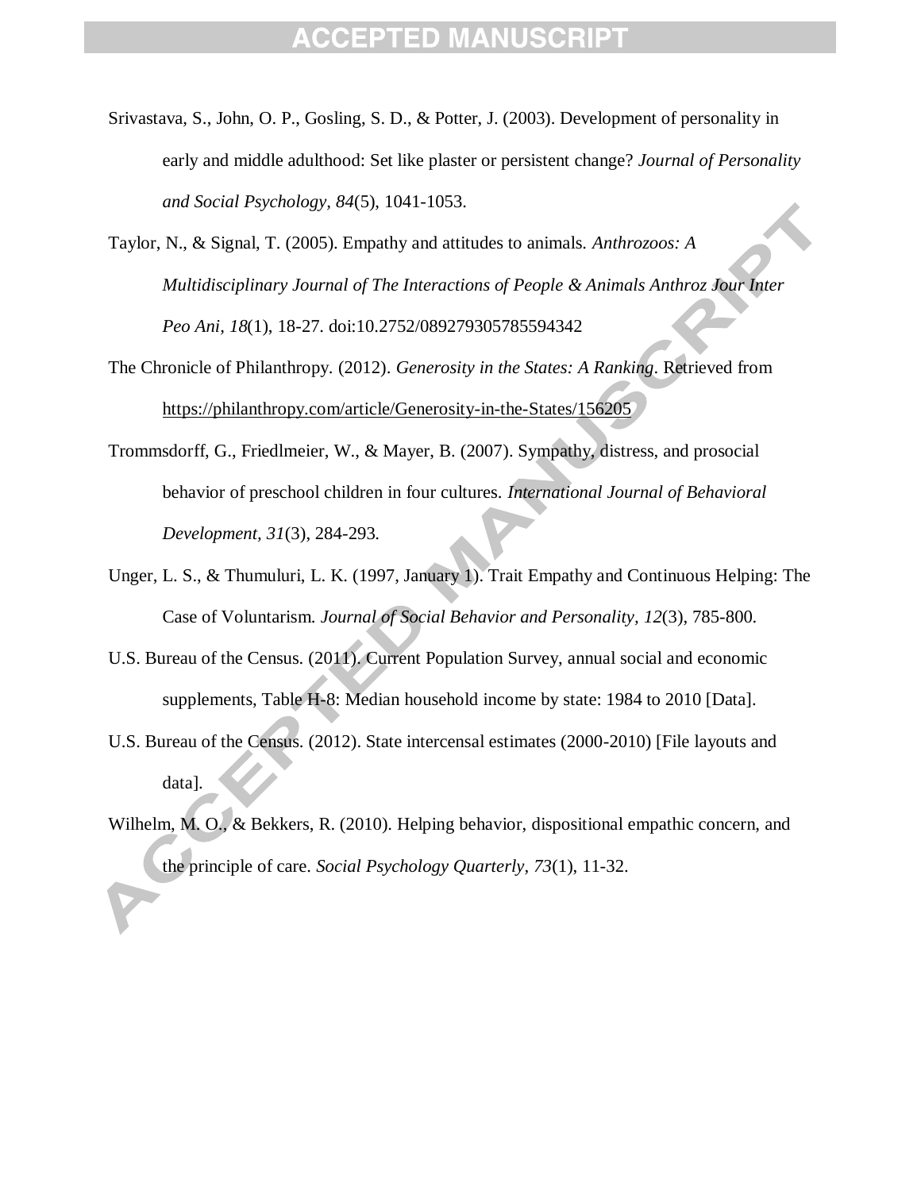Srivastava, S., John, O. P., Gosling, S. D., & Potter, J. (2003). Development of personality in early and middle adulthood: Set like plaster or persistent change? *Journal of Personality and Social Psychology, 84*(5), 1041-1053.

Taylor, N., & Signal, T. (2005). Empathy and attitudes to animals. *Anthrozoos: A Multidisciplinary Journal of The Interactions of People & Animals Anthroz Jour Inter Peo Ani, 18*(1), 18-27. doi:10.2752/089279305785594342

The Chronicle of Philanthropy. (2012). *Generosity in the States: A Ranking*. Retrieved from https://philanthropy.com/article/Generosity-in-the-States/156205

Trommsdorff, G., Friedlmeier, W., & Mayer, B. (2007). Sympathy, distress, and prosocial behavior of preschool children in four cultures. *International Journal of Behavioral Development, 31*(3), 284-293.

Unger, L. S., & Thumuluri, L. K. (1997, January 1). Trait Empathy and Continuous Helping: The Case of Voluntarism. *Journal of Social Behavior and Personality, 12*(3), 785-800.

U.S. Bureau of the Census. (2011). Current Population Survey, annual social and economic supplements, Table H-8: Median household income by state: 1984 to 2010 [Data].

U.S. Bureau of the Census. (2012). State intercensal estimates (2000-2010) [File layouts and data].

Wilhelm, M. O., & Bekkers, R. (2010). Helping behavior, dispositional empathic concern, and the principle of care. *Social Psychology Quarterly, 73*(1), 11-32.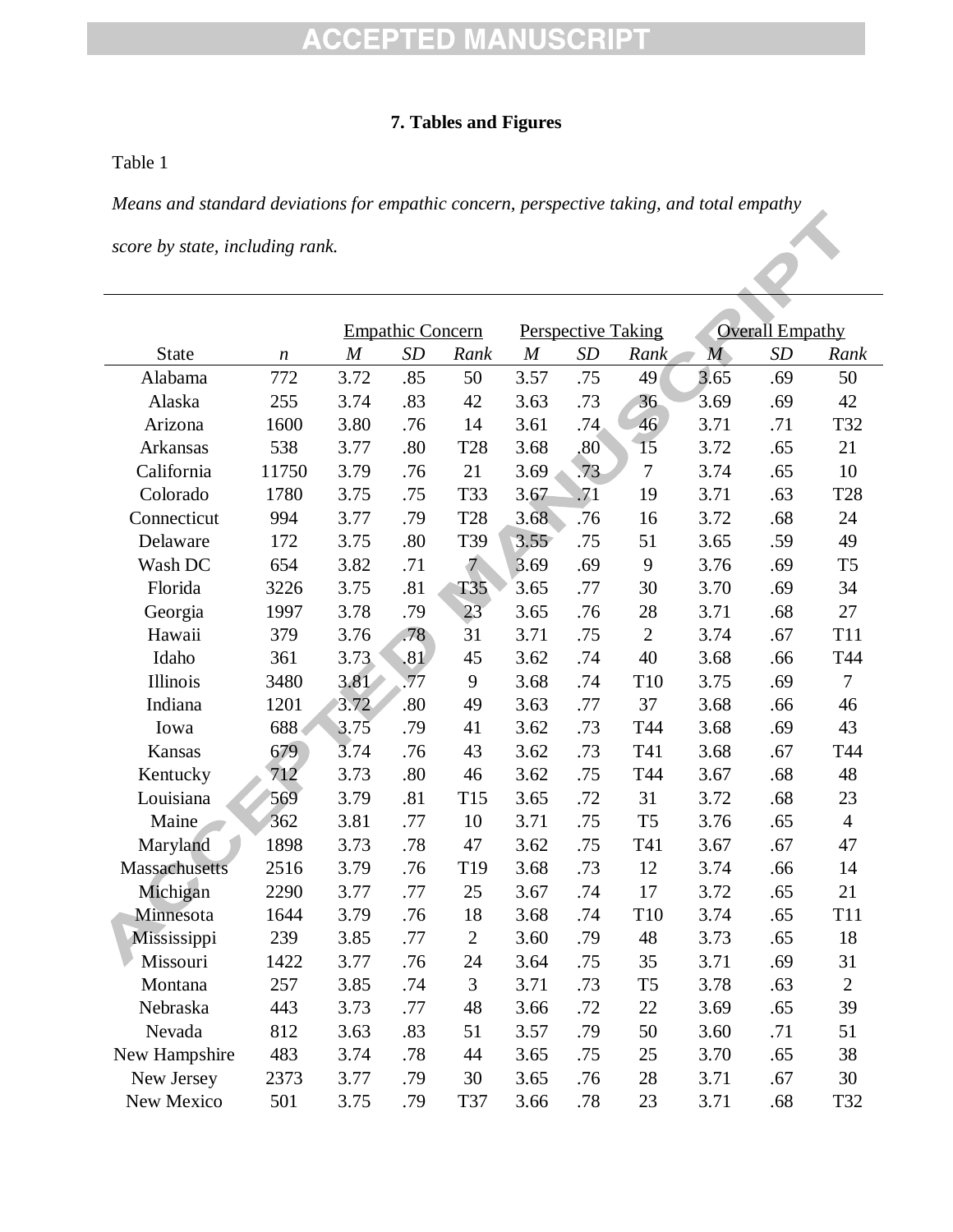**7. Tables and Figures**

Table 1

*Means and standard deviations for empathic concern, perspective taking, and total empathy score by state, including rank.*

| | | Empathic Concern | | | Perspective Taking | | | Overall Empathy | | |
|---|---|---|---|---|---|---|---|---|---|---|
| State | *n* | *M* | *SD* | *Rank* | *M* | *SD* | *Rank* | *M* | *SD* | *Rank* |
| Alabama | 772 | 3.72 | .85 | 50 | 3.57 | .75 | 49 | 3.65 | .69 | 50 |
| Alaska | 255 | 3.74 | .83 | 42 | 3.63 | .73 | 36 | 3.69 | .69 | 42 |
| Arizona | 1600 | 3.80 | .76 | 14 | 3.61 | .74 | 46 | 3.71 | .71 | T32 |
| Arkansas | 538 | 3.77 | .80 | T28 | 3.68 | .80 | 15 | 3.72 | .65 | 21 |
| California | 11750 | 3.79 | .76 | 21 | 3.69 | .73 | 7 | 3.74 | .65 | 10 |
| Colorado | 1780 | 3.75 | .75 | T33 | 3.67 | .71 | 19 | 3.71 | .63 | T28 |
| Connecticut | 994 | 3.77 | .79 | T28 | 3.68 | .76 | 16 | 3.72 | .68 | 24 |
| Delaware | 172 | 3.75 | .80 | T39 | 3.55 | .75 | 51 | 3.65 | .59 | 49 |
| Wash DC | 654 | 3.82 | .71 | 7 | 3.69 | .69 | 9 | 3.76 | .69 | T5 |
| Florida | 3226 | 3.75 | .81 | T35 | 3.65 | .77 | 30 | 3.70 | .69 | 34 |
| Georgia | 1997 | 3.78 | .79 | 23 | 3.65 | .76 | 28 | 3.71 | .68 | 27 |
| Hawaii | 379 | 3.76 | .78 | 31 | 3.71 | .75 | 2 | 3.74 | .67 | T11 |
| Idaho | 361 | 3.73 | .81 | 45 | 3.62 | .74 | 40 | 3.68 | .66 | T44 |
| Illinois | 3480 | 3.81 | .77 | 9 | 3.68 | .74 | T10 | 3.75 | .69 | 7 |
| Indiana | 1201 | 3.72 | .80 | 49 | 3.63 | .77 | 37 | 3.68 | .66 | 46 |
| Iowa | 688 | 3.75 | .79 | 41 | 3.62 | .73 | T44 | 3.68 | .69 | 43 |
| Kansas | 679 | 3.74 | .76 | 43 | 3.62 | .73 | T41 | 3.68 | .67 | T44 |
| Kentucky | 712 | 3.73 | .80 | 46 | 3.62 | .75 | T44 | 3.67 | .68 | 48 |
| Louisiana | 569 | 3.79 | .81 | T15 | 3.65 | .72 | 31 | 3.72 | .68 | 23 |
| Maine | 362 | 3.81 | .77 | 10 | 3.71 | .75 | T5 | 3.76 | .65 | 4 |
| Maryland | 1898 | 3.73 | .78 | 47 | 3.62 | .75 | T41 | 3.67 | .67 | 47 |
| Massachusetts | 2516 | 3.79 | .76 | T19 | 3.68 | .73 | 12 | 3.74 | .66 | 14 |
| Michigan | 2290 | 3.77 | .77 | 25 | 3.67 | .74 | 17 | 3.72 | .65 | 21 |
| Minnesota | 1644 | 3.79 | .76 | 18 | 3.68 | .74 | T10 | 3.74 | .65 | T11 |
| Mississippi | 239 | 3.85 | .77 | 2 | 3.60 | .79 | 48 | 3.73 | .65 | 18 |
| Missouri | 1422 | 3.77 | .76 | 24 | 3.64 | .75 | 35 | 3.71 | .69 | 31 |
| Montana | 257 | 3.85 | .74 | 3 | 3.71 | .73 | T5 | 3.78 | .63 | 2 |
| Nebraska | 443 | 3.73 | .77 | 48 | 3.66 | .72 | 22 | 3.69 | .65 | 39 |
| Nevada | 812 | 3.63 | .83 | 51 | 3.57 | .79 | 50 | 3.60 | .71 | 51 |
| New Hampshire | 483 | 3.74 | .78 | 44 | 3.65 | .75 | 25 | 3.70 | .65 | 38 |
| New Jersey | 2373 | 3.77 | .79 | 30 | 3.65 | .76 | 28 | 3.71 | .67 | 30 |
| New Mexico | 501 | 3.75 | .79 | T37 | 3.66 | .78 | 23 | 3.71 | .68 | T32 |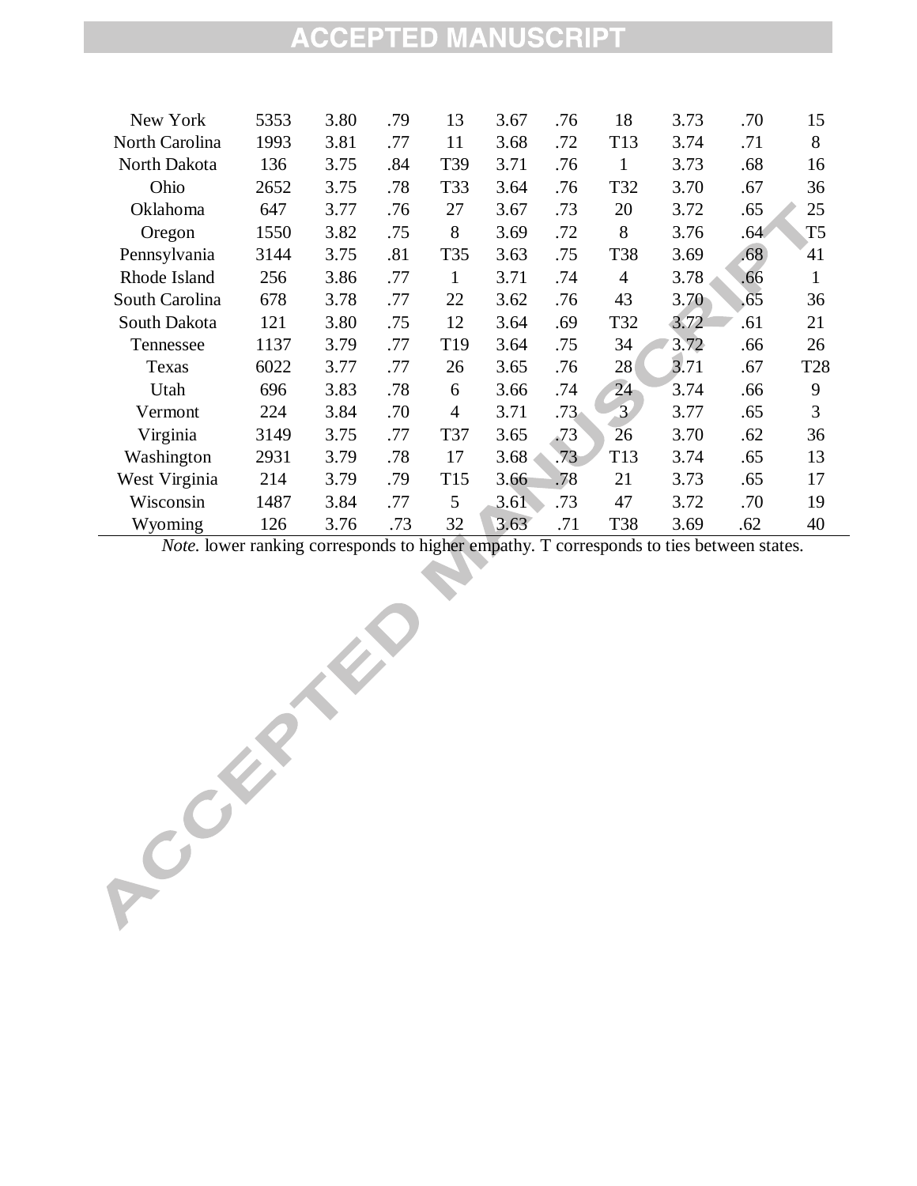| | | | | | | | | | | |
|---|---|---|---|---|---|---|---|---|---|---|
| New York | 5353 | 3.80 | .79 | 13 | 3.67 | .76 | 18 | 3.73 | .70 | 15 |
| North Carolina | 1993 | 3.81 | .77 | 11 | 3.68 | .72 | T13 | 3.74 | .71 | 8 |
| North Dakota | 136 | 3.75 | .84 | T39 | 3.71 | .76 | 1 | 3.73 | .68 | 16 |
| Ohio | 2652 | 3.75 | .78 | T33 | 3.64 | .76 | T32 | 3.70 | .67 | 36 |
| Oklahoma | 647 | 3.77 | .76 | 27 | 3.67 | .73 | 20 | 3.72 | .65 | 25 |
| Oregon | 1550 | 3.82 | .75 | 8 | 3.69 | .72 | 8 | 3.76 | .64 | T5 |
| Pennsylvania | 3144 | 3.75 | .81 | T35 | 3.63 | .75 | T38 | 3.69 | .68 | 41 |
| Rhode Island | 256 | 3.86 | .77 | 1 | 3.71 | .74 | 4 | 3.78 | .66 | 1 |
| South Carolina | 678 | 3.78 | .77 | 22 | 3.62 | .76 | 43 | 3.70 | .65 | 36 |
| South Dakota | 121 | 3.80 | .75 | 12 | 3.64 | .69 | T32 | 3.72 | .61 | 21 |
| Tennessee | 1137 | 3.79 | .77 | T19 | 3.64 | .75 | 34 | 3.72 | .66 | 26 |
| Texas | 6022 | 3.77 | .77 | 26 | 3.65 | .76 | 28 | 3.71 | .67 | T28 |
| Utah | 696 | 3.83 | .78 | 6 | 3.66 | .74 | 24 | 3.74 | .66 | 9 |
| Vermont | 224 | 3.84 | .70 | 4 | 3.71 | .73 | 3 | 3.77 | .65 | 3 |
| Virginia | 3149 | 3.75 | .77 | T37 | 3.65 | .73 | 26 | 3.70 | .62 | 36 |
| Washington | 2931 | 3.79 | .78 | 17 | 3.68 | .73 | T13 | 3.74 | .65 | 13 |
| West Virginia | 214 | 3.79 | .79 | T15 | 3.66 | .78 | 21 | 3.73 | .65 | 17 |
| Wisconsin | 1487 | 3.84 | .77 | 5 | 3.61 | .73 | 47 | 3.72 | .70 | 19 |
| Wyoming | 126 | 3.76 | .73 | 32 | 3.63 | .71 | T38 | 3.69 | .62 | 40 |

*Note.* lower ranking corresponds to higher empathy. T corresponds to ties between states.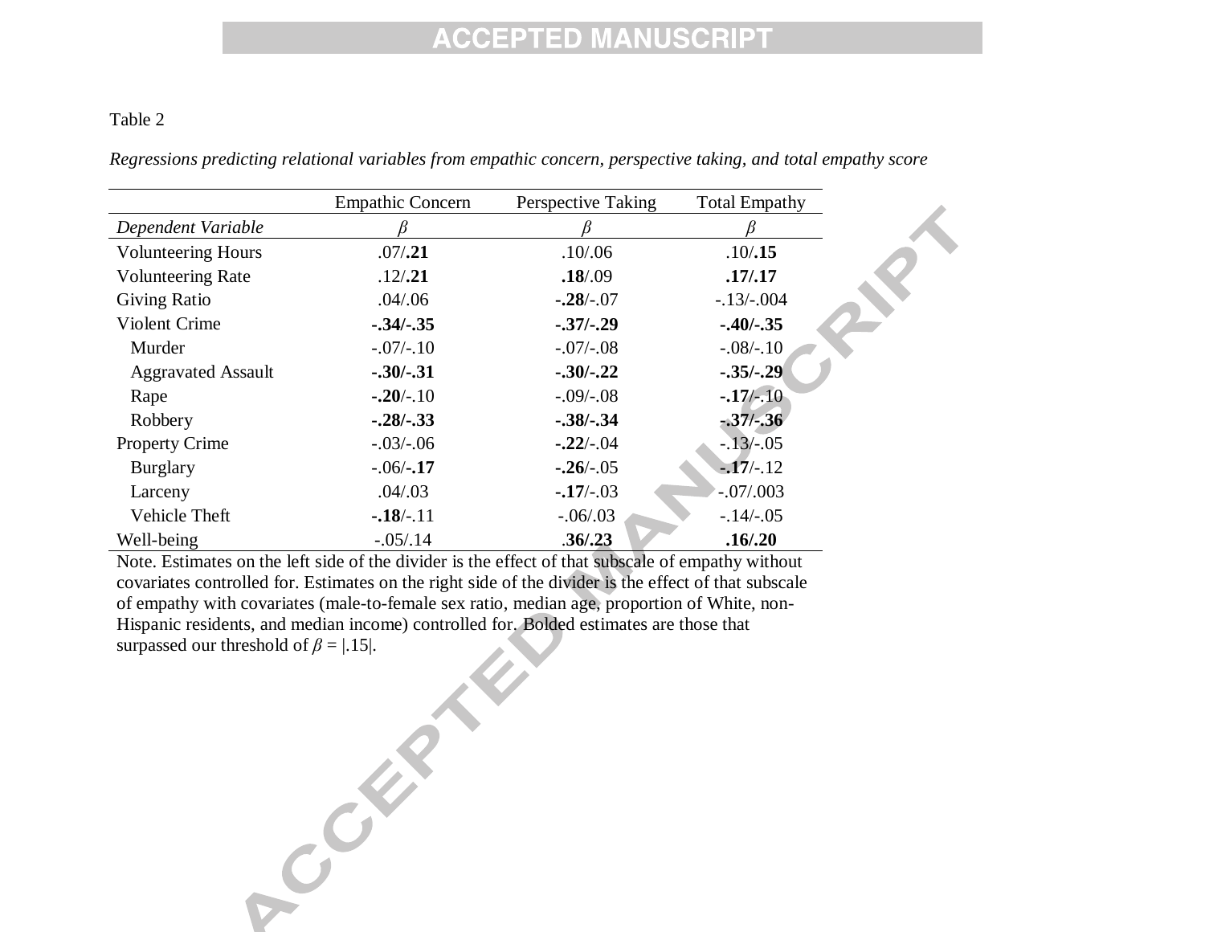Table 2

*Regressions predicting relational variables from empathic concern, perspective taking, and total empathy score*

| | Empathic Concern | Perspective Taking | Total Empathy |
|---|---|---|---|
| *Dependent Variable* | $\beta$ | $\beta$ | $\beta$ |
| Volunteering Hours | .07/**.21** | .10/.06 | .10/**.15** |
| Volunteering Rate | .12/**.21** | **.18**/.09 | **.17/.17** |
| Giving Ratio | .04/.06 | **-.28**/-.07 | -.13/-.004 |
| Violent Crime | **-.34/-.35** | **-.37/-.29** | **-.40/-.35** |
| Murder | -.07/-.10 | -.07/-.08 | -.08/-.10 |
| Aggravated Assault | **-.30/-.31** | **-.30/-.22** | **-.35/-.29** |
| Rape | **-.20**/-.10 | -.09/-.08 | **-.17**/-.10 |
| Robbery | **-.28/-.33** | **-.38/-.34** | **-.37/-.36** |
| Property Crime | -.03/-.06 | **-.22**/-.04 | -.13/-.05 |
| Burglary | -.06/**-.17** | **-.26**/-.05 | **-.17**/-.12 |
| Larceny | .04/.03 | **-.17**/-.03 | -.07/.003 |
| Vehicle Theft | **-.18**/-.11 | -.06/.03 | -.14/-.05 |
| Well-being | -.05/.14 | **.36/.23** | **.16/.20** |

Note. Estimates on the left side of the divider is the effect of that subscale of empathy without covariates controlled for. Estimates on the right side of the divider is the effect of that subscale of empathy with covariates (male-to-female sex ratio, median age, proportion of White, non-Hispanic residents, and median income) controlled for. Bolded estimates are those that surpassed our threshold of $\beta = |.15|$.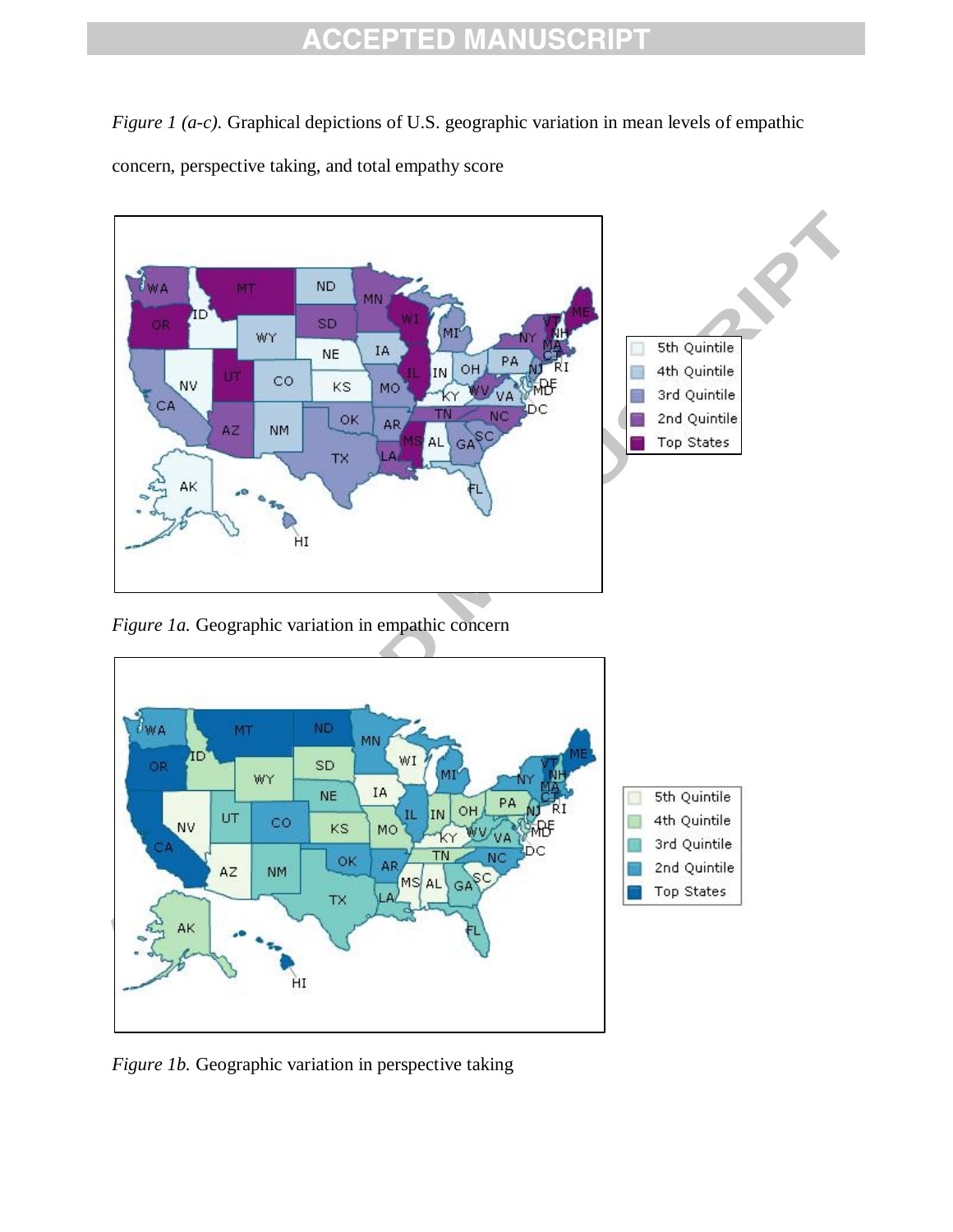*Figure 1 (a-c).* Graphical depictions of U.S. geographic variation in mean levels of empathic concern, perspective taking, and total empathy score

*Figure 1a.* Geographic variation in empathic concern

*Figure 1b.* Geographic variation in perspective taking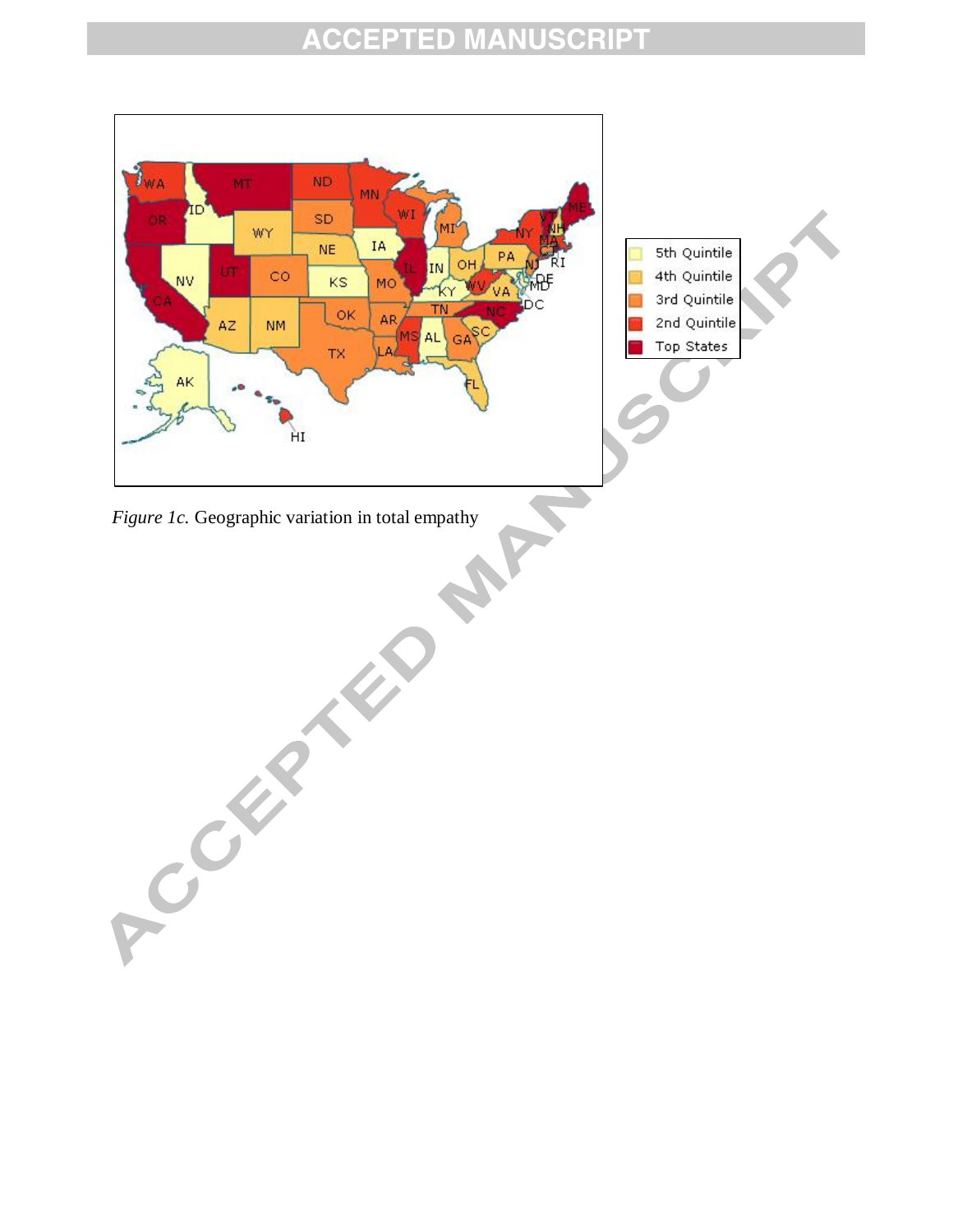*Figure 1c.* Geographic variation in total empathy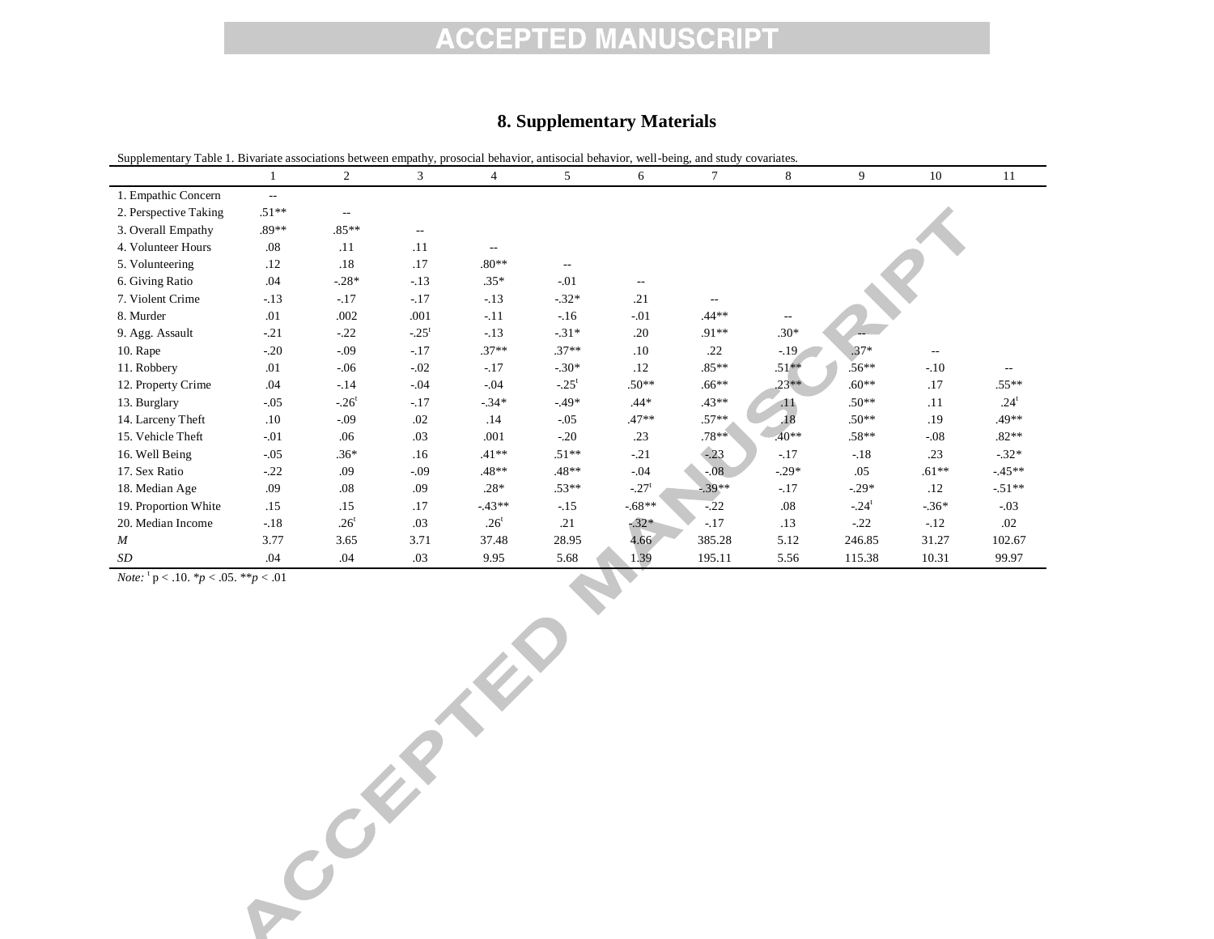## 8. Supplementary Materials

Supplementary Table 1. Bivariate associations between empathy, prosocial behavior, antisocial behavior, well-being, and study covariates.

| | 1 | 2 | 3 | 4 | 5 | 6 | 7 | 8 | 9 | 10 | 11 |
|---|---|---|---|---|---|---|---|---|---|---|---|
| 1. Empathic Concern | -- | | | | | | | | | | |
| 2. Perspective Taking | .51** | -- | | | | | | | | | |
| 3. Overall Empathy | .89** | .85** | -- | | | | | | | | |
| 4. Volunteer Hours | .08 | .11 | .11 | -- | | | | | | | |
| 5. Volunteering | .12 | .18 | .17 | .80** | -- | | | | | | |
| 6. Giving Ratio | .04 | -.28* | -.13 | .35* | -.01 | -- | | | | | |
| 7. Violent Crime | -.13 | -.17 | -.17 | -.13 | -.32* | .21 | -- | | | | |
| 8. Murder | .01 | .002 | .001 | -.11 | -.16 | -.01 | .44** | -- | | | |
| 9. Agg. Assault | -.21 | -.22 | -.25[t] | -.13 | -.31* | .20 | .91** | .30* | -- | | |
| 10. Rape | -.20 | -.09 | -.17 | .37** | .37** | .10 | .22 | -.19 | .37* | -- | |
| 11. Robbery | .01 | -.06 | -.02 | -.17 | -.30* | .12 | .85** | .51** | .56** | -.10 | -- |
| 12. Property Crime | .04 | -.14 | -.04 | -.04 | -.25[t] | .50** | .66** | .23** | .60** | .17 | .55** |
| 13. Burglary | -.05 | -.26[t] | -.17 | -.34* | -.49* | .44* | .43** | .11 | .50** | .11 | .24[t] |
| 14. Larceny Theft | .10 | -.09 | .02 | .14 | -.05 | .47** | .57** | .18 | .50** | .19 | .49** |
| 15. Vehicle Theft | -.01 | .06 | .03 | .001 | -.20 | .23 | .78** | .40** | .58** | -.08 | .82** |
| 16. Well Being | -.05 | .36* | .16 | .41** | .51** | -.21 | -.23 | -.17 | -.18 | .23 | -.32* |
| 17. Sex Ratio | -.22 | .09 | -.09 | .48** | .48** | -.04 | -.08 | -.29* | .05 | .61** | -.45** |
| 18. Median Age | .09 | .08 | .09 | .28* | .53** | -.27[t] | -.39** | -.17 | -.29* | .12 | -.51** |
| 19. Proportion White | .15 | .15 | .17 | -.43** | -.15 | -.68** | -.22 | .08 | -.24[t] | -.36* | -.03 |
| 20. Median Income | -.18 | .26[t] | .03 | .26[t] | .21 | -.32* | -.17 | .13 | -.22 | -.12 | .02 |
| *M* | 3.77 | 3.65 | 3.71 | 37.48 | 28.95 | 4.66 | 385.28 | 5.12 | 246.85 | 31.27 | 102.67 |
| *SD* | .04 | .04 | .03 | 9.95 | 5.68 | 1.39 | 195.11 | 5.56 | 115.38 | 10.31 | 99.97 |

*Note:* [t] $p < .10$. \*$p < .05$. \*\*$p < .01$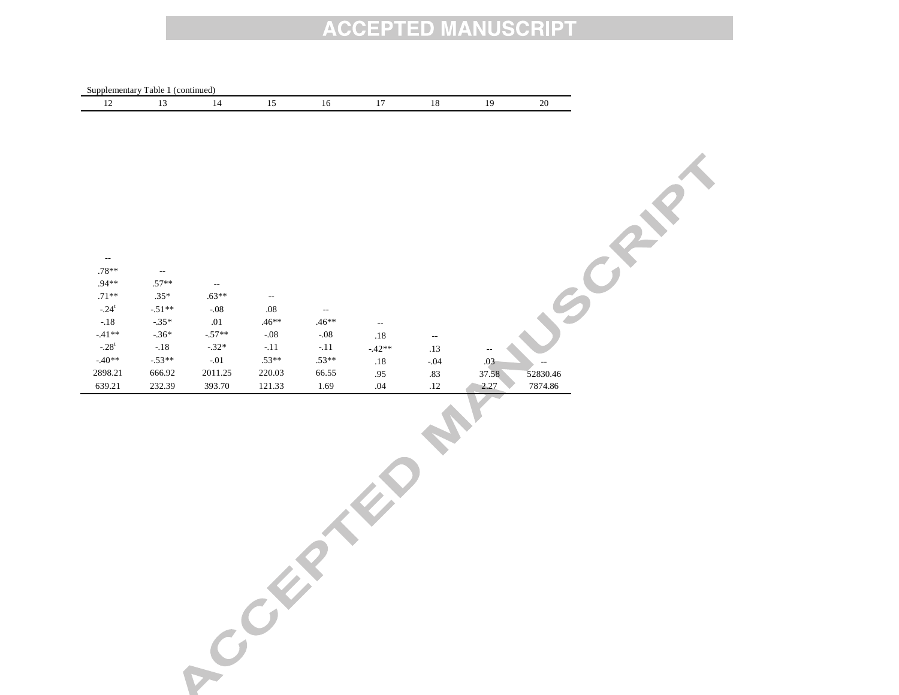Supplementary Table 1 (continued)

| 12 | 13 | 14 | 15 | 16 | 17 | 18 | 19 | 20 |
|---|---|---|---|---|---|---|---|---|
| -- | | | | | | | | |
| .78** | -- | | | | | | | |
| .94** | .57** | -- | | | | | | |
| .71** | .35* | .63** | -- | | | | | |
| -.24[t] | -.51** | -.08 | .08 | -- | | | | |
| -.18 | -.35* | .01 | .46** | .46** | -- | | | |
| -.41** | -.36* | -.57** | -.08 | -.08 | .18 | -- | | |
| -.28[t] | -.18 | -.32* | -.11 | -.11 | -.42** | .13 | -- | |
| -.40** | -.53** | -.01 | .53** | .53** | .18 | -.04 | .03 | -- |
| 2898.21 | 666.92 | 2011.25 | 220.03 | 66.55 | .95 | .83 | 37.58 | 52830.46 |
| 639.21 | 232.39 | 393.70 | 121.33 | 1.69 | .04 | .12 | 2.27 | 7874.86 |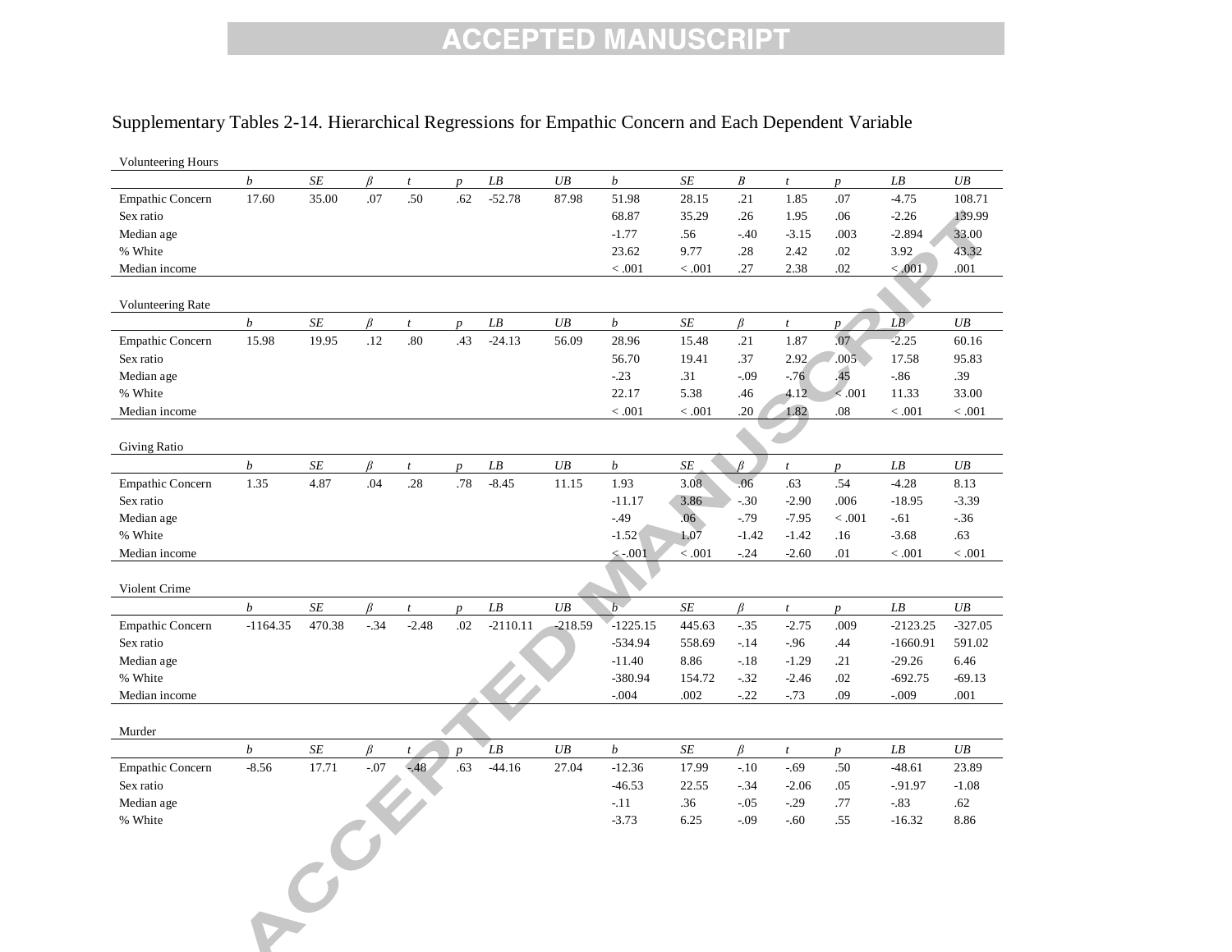Supplementary Tables 2-14. Hierarchical Regressions for Empathic Concern and Each Dependent Variable

Volunteering Hours

| | *b* | *SE* | *β* | *t* | *p* | *LB* | *UB* | *b* | *SE* | *B* | *t* | *p* | *LB* | *UB* |
|---|---|---|---|---|---|---|---|---|---|---|---|---|---|---|
| Empathic Concern | 17.60 | 35.00 | .07 | .50 | .62 | -52.78 | 87.98 | 51.98 | 28.15 | .21 | 1.85 | .07 | -4.75 | 108.71 |
| Sex ratio | | | | | | | | 68.87 | 35.29 | .26 | 1.95 | .06 | -2.26 | 139.99 |
| Median age | | | | | | | | -1.77 | .56 | -.40 | -3.15 | .003 | -2.894 | 33.00 |
| % White | | | | | | | | 23.62 | 9.77 | .28 | 2.42 | .02 | 3.92 | 43.32 |
| Median income | | | | | | | | < .001 | < .001 | .27 | 2.38 | .02 | < .001 | .001 |

Volunteering Rate

| | *b* | *SE* | *β* | *t* | *p* | *LB* | *UB* | *b* | *SE* | *β* | *t* | *p* | *LB* | *UB* |
|---|---|---|---|---|---|---|---|---|---|---|---|---|---|---|
| Empathic Concern | 15.98 | 19.95 | .12 | .80 | .43 | -24.13 | 56.09 | 28.96 | 15.48 | .21 | 1.87 | .07 | -2.25 | 60.16 |
| Sex ratio | | | | | | | | 56.70 | 19.41 | .37 | 2.92 | .005 | 17.58 | 95.83 |
| Median age | | | | | | | | -.23 | .31 | -.09 | -.76 | .45 | -.86 | .39 |
| % White | | | | | | | | 22.17 | 5.38 | .46 | 4.12 | < .001 | 11.33 | 33.00 |
| Median income | | | | | | | | < .001 | < .001 | .20 | 1.82 | .08 | < .001 | < .001 |

Giving Ratio

| | *b* | *SE* | *β* | *t* | *p* | *LB* | *UB* | *b* | *SE* | *β* | *t* | *p* | *LB* | *UB* |
|---|---|---|---|---|---|---|---|---|---|---|---|---|---|---|
| Empathic Concern | 1.35 | 4.87 | .04 | .28 | .78 | -8.45 | 11.15 | 1.93 | 3.08 | .06 | .63 | .54 | -4.28 | 8.13 |
| Sex ratio | | | | | | | | -11.17 | 3.86 | -.30 | -2.90 | .006 | -18.95 | -3.39 |
| Median age | | | | | | | | -.49 | .06 | -.79 | -7.95 | < .001 | -.61 | -.36 |
| % White | | | | | | | | -1.52 | 1.07 | -1.42 | -1.42 | .16 | -3.68 | .63 |
| Median income | | | | | | | | < -.001 | < .001 | -.24 | -2.60 | .01 | < .001 | < .001 |

Violent Crime

| | *b* | *SE* | *β* | *t* | *p* | *LB* | *UB* | *b* | *SE* | *β* | *t* | *p* | *LB* | *UB* |
|---|---|---|---|---|---|---|---|---|---|---|---|---|---|---|
| Empathic Concern | -1164.35 | 470.38 | -.34 | -2.48 | .02 | -2110.11 | -218.59 | -1225.15 | 445.63 | -.35 | -2.75 | .009 | -2123.25 | -327.05 |
| Sex ratio | | | | | | | | -534.94 | 558.69 | -.14 | -.96 | .44 | -1660.91 | 591.02 |
| Median age | | | | | | | | -11.40 | 8.86 | -.18 | -1.29 | .21 | -29.26 | 6.46 |
| % White | | | | | | | | -380.94 | 154.72 | -.32 | -2.46 | .02 | -692.75 | -69.13 |
| Median income | | | | | | | | -.004 | .002 | -.22 | -.73 | .09 | -.009 | .001 |

Murder

| | *b* | *SE* | *β* | *t* | *p* | *LB* | *UB* | *b* | *SE* | *β* | *t* | *p* | *LB* | *UB* |
|---|---|---|---|---|---|---|---|---|---|---|---|---|---|---|
| Empathic Concern | -8.56 | 17.71 | -.07 | -.48 | .63 | -44.16 | 27.04 | -12.36 | 17.99 | -.10 | -.69 | .50 | -48.61 | 23.89 |
| Sex ratio | | | | | | | | -46.53 | 22.55 | -.34 | -2.06 | .05 | -.91.97 | -1.08 |
| Median age | | | | | | | | -.11 | .36 | -.05 | -.29 | .77 | -.83 | .62 |
| % White | | | | | | | | -3.73 | 6.25 | -.09 | -.60 | .55 | -16.32 | 8.86 |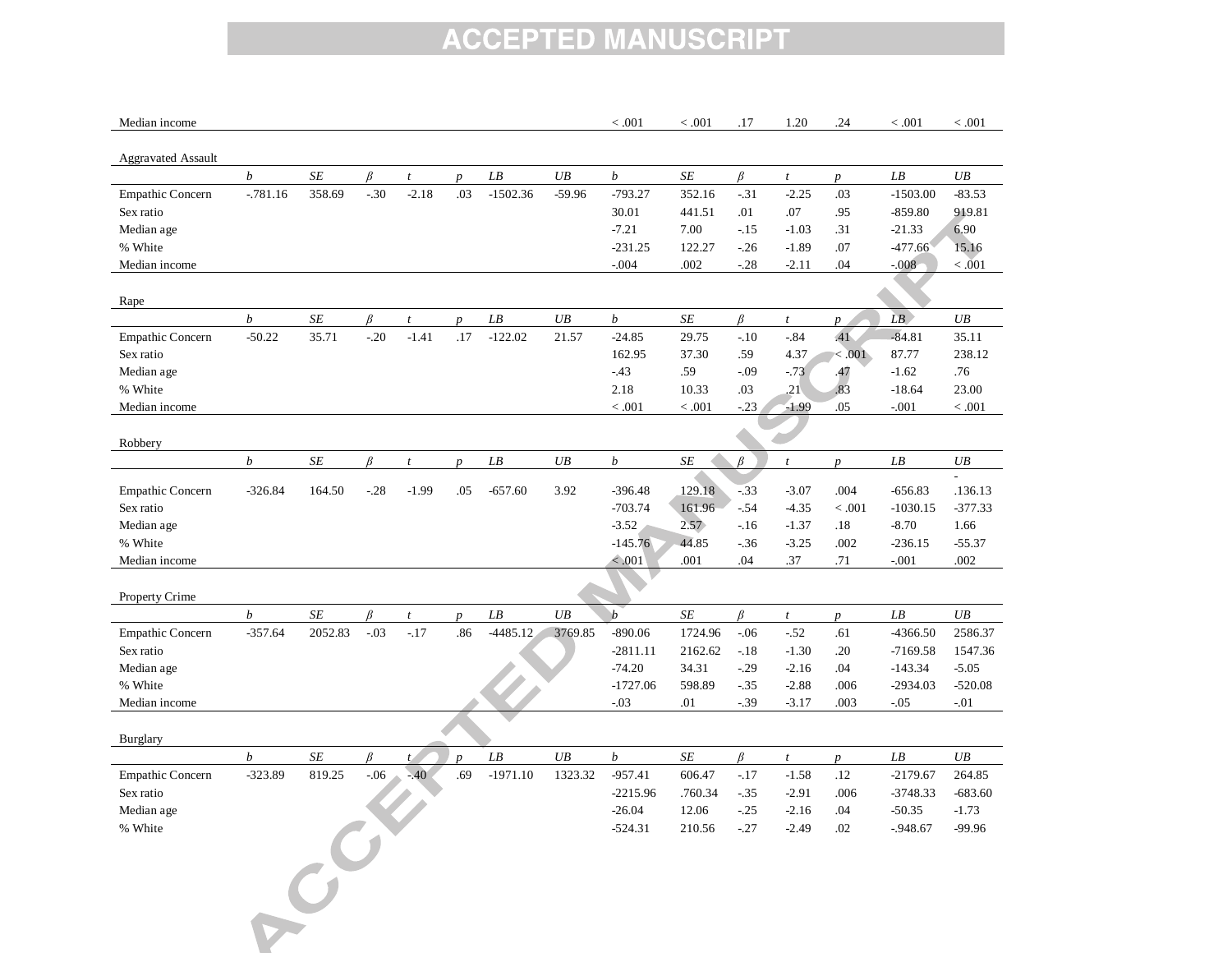| | | | | | | | | | | | | | | |
|---|---|---|---|---|---|---|---|---|---|---|---|---|---|---|
| Median income | | | | | | | | < .001 | < .001 | .17 | 1.20 | .24 | < .001 | < .001 |

| Aggravated Assault | | | | | | | | | | | | | | |
|---|---|---|---|---|---|---|---|---|---|---|---|---|---|---|
| | *b* | *SE* | *β* | *t* | *p* | *LB* | *UB* | *b* | *SE* | *β* | *t* | *p* | *LB* | *UB* |
| Empathic Concern | -.781.16 | 358.69 | -.30 | -2.18 | .03 | -1502.36 | -59.96 | -793.27 | 352.16 | -.31 | -2.25 | .03 | -1503.00 | -83.53 |
| Sex ratio | | | | | | | | 30.01 | 441.51 | .01 | .07 | .95 | -859.80 | 919.81 |
| Median age | | | | | | | | -7.21 | 7.00 | -.15 | -1.03 | .31 | -21.33 | 6.90 |
| % White | | | | | | | | -231.25 | 122.27 | -.26 | -1.89 | .07 | -477.66 | 15.16 |
| Median income | | | | | | | | -.004 | .002 | -.28 | -2.11 | .04 | -.008 | < .001 |

| Rape | | | | | | | | | | | | | | |
|---|---|---|---|---|---|---|---|---|---|---|---|---|---|---|
| | *b* | *SE* | *β* | *t* | *p* | *LB* | *UB* | *b* | *SE* | *β* | *t* | *p* | *LB* | *UB* |
| Empathic Concern | -50.22 | 35.71 | -.20 | -1.41 | .17 | -122.02 | 21.57 | -24.85 | 29.75 | -.10 | -.84 | .41 | -84.81 | 35.11 |
| Sex ratio | | | | | | | | 162.95 | 37.30 | .59 | 4.37 | < .001 | 87.77 | 238.12 |
| Median age | | | | | | | | -.43 | .59 | -.09 | -.73 | .47 | -1.62 | .76 |
| % White | | | | | | | | 2.18 | 10.33 | .03 | .21 | .83 | -18.64 | 23.00 |
| Median income | | | | | | | | < .001 | < .001 | -.23 | -1.99 | .05 | -.001 | < .001 |

| Robbery | | | | | | | | | | | | | | |
|---|---|---|---|---|---|---|---|---|---|---|---|---|---|---|
| | *b* | *SE* | *β* | *t* | *p* | *LB* | *UB* | *b* | *SE* | *β* | *t* | *p* | *LB* | *UB* |
| Empathic Concern | -326.84 | 164.50 | -.28 | -1.99 | .05 | -657.60 | 3.92 | -396.48 | 129.18 | -.33 | -3.07 | .004 | -656.83 | - .136.13 |
| Sex ratio | | | | | | | | -703.74 | 161.96 | -.54 | -4.35 | < .001 | -1030.15 | -377.33 |
| Median age | | | | | | | | -3.52 | 2.57 | -.16 | -1.37 | .18 | -8.70 | 1.66 |
| % White | | | | | | | | -145.76 | 44.85 | -.36 | -3.25 | .002 | -236.15 | -55.37 |
| Median income | | | | | | | | < .001 | .001 | .04 | .37 | .71 | -.001 | .002 |

| Property Crime | | | | | | | | | | | | | | |
|---|---|---|---|---|---|---|---|---|---|---|---|---|---|---|
| | *b* | *SE* | *β* | *t* | *p* | *LB* | *UB* | *b* | *SE* | *β* | *t* | *p* | *LB* | *UB* |
| Empathic Concern | -357.64 | 2052.83 | -.03 | -.17 | .86 | -4485.12 | 3769.85 | -890.06 | 1724.96 | -.06 | -.52 | .61 | -4366.50 | 2586.37 |
| Sex ratio | | | | | | | | -2811.11 | 2162.62 | -.18 | -1.30 | .20 | -7169.58 | 1547.36 |
| Median age | | | | | | | | -74.20 | 34.31 | -.29 | -2.16 | .04 | -143.34 | -5.05 |
| % White | | | | | | | | -1727.06 | 598.89 | -.35 | -2.88 | .006 | -2934.03 | -520.08 |
| Median income | | | | | | | | -.03 | .01 | -.39 | -3.17 | .003 | -.05 | -.01 |

| Burglary | | | | | | | | | | | | | | |
|---|---|---|---|---|---|---|---|---|---|---|---|---|---|---|
| | *b* | *SE* | *β* | *t* | *p* | *LB* | *UB* | *b* | *SE* | *β* | *t* | *p* | *LB* | *UB* |
| Empathic Concern | -323.89 | 819.25 | -.06 | -.40 | .69 | -1971.10 | 1323.32 | -957.41 | 606.47 | -.17 | -1.58 | .12 | -2179.67 | 264.85 |
| Sex ratio | | | | | | | | -2215.96 | .760.34 | -.35 | -2.91 | .006 | -3748.33 | -683.60 |
| Median age | | | | | | | | -26.04 | 12.06 | -.25 | -2.16 | .04 | -50.35 | -1.73 |
| % White | | | | | | | | -524.31 | 210.56 | -.27 | -2.49 | .02 | -.948.67 | -99.96 |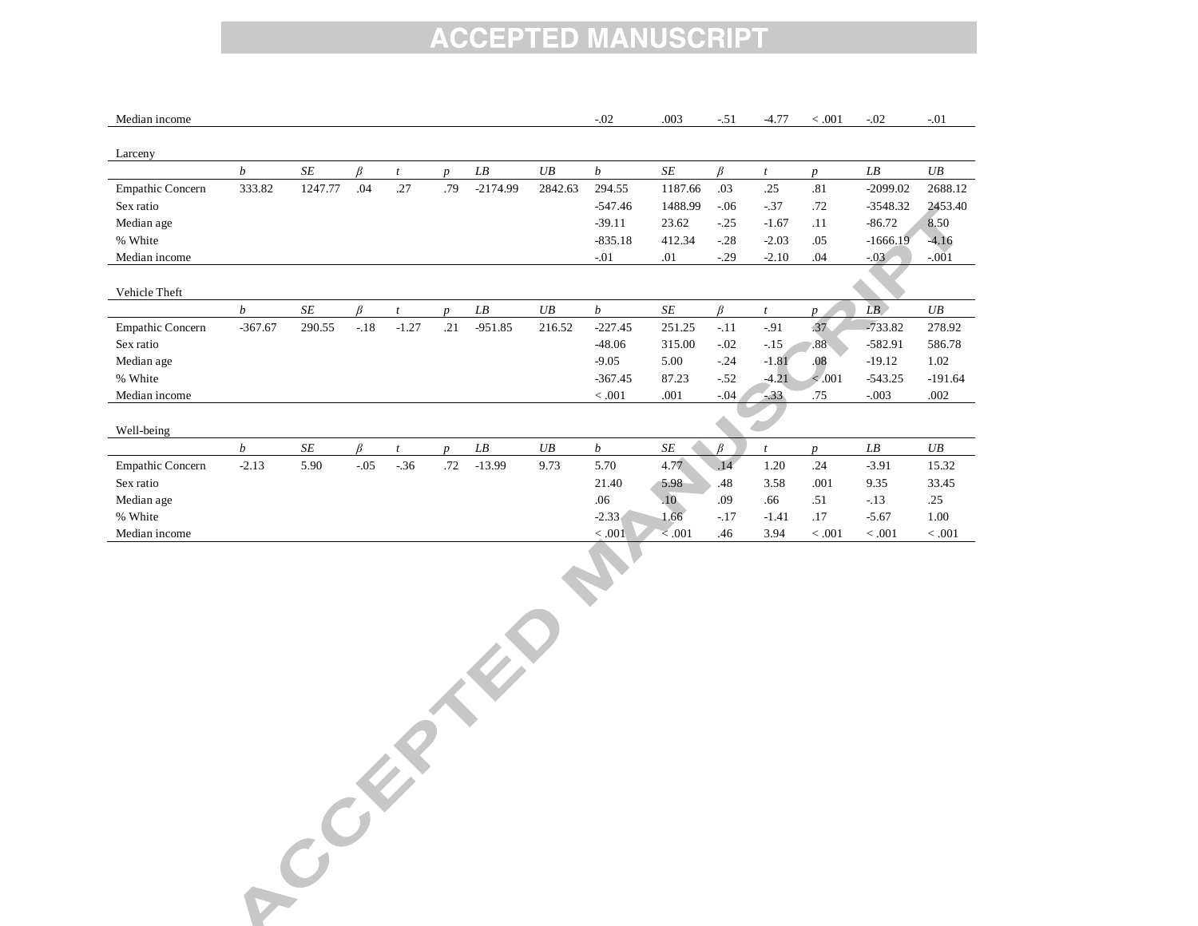| | | | | | | | | | | | | | | |
|---|---|---|---|---|---|---|---|---|---|---|---|---|---|---|
| Median income | | | | | | | | -.02 | .003 | -.51 | -4.77 | < .001 | -.02 | -.01 |

Larceny

| | *b* | *SE* | *β* | *t* | *p* | *LB* | *UB* | *b* | *SE* | *β* | *t* | *p* | *LB* | *UB* |
|---|---|---|---|---|---|---|---|---|---|---|---|---|---|---|
| Empathic Concern | 333.82 | 1247.77 | .04 | .27 | .79 | -2174.99 | 2842.63 | 294.55 | 1187.66 | .03 | .25 | .81 | -2099.02 | 2688.12 |
| Sex ratio | | | | | | | | -547.46 | 1488.99 | -.06 | -.37 | .72 | -3548.32 | 2453.40 |
| Median age | | | | | | | | -39.11 | 23.62 | -.25 | -1.67 | .11 | -86.72 | 8.50 |
| % White | | | | | | | | -835.18 | 412.34 | -.28 | -2.03 | .05 | -1666.19 | -4.16 |
| Median income | | | | | | | | -.01 | .01 | -.29 | -2.10 | .04 | -.03 | -.001 |

Vehicle Theft

| | *b* | *SE* | *β* | *t* | *p* | *LB* | *UB* | *b* | *SE* | *β* | *t* | *p* | *LB* | *UB* |
|---|---|---|---|---|---|---|---|---|---|---|---|---|---|---|
| Empathic Concern | -367.67 | 290.55 | -.18 | -1.27 | .21 | -951.85 | 216.52 | -227.45 | 251.25 | -.11 | -.91 | .37 | -733.82 | 278.92 |
| Sex ratio | | | | | | | | -48.06 | 315.00 | -.02 | -.15 | .88 | -582.91 | 586.78 |
| Median age | | | | | | | | -9.05 | 5.00 | -.24 | -1.81 | .08 | -19.12 | 1.02 |
| % White | | | | | | | | -367.45 | 87.23 | -.52 | -4.21 | < .001 | -543.25 | -191.64 |
| Median income | | | | | | | | < .001 | .001 | -.04 | -.33 | .75 | -.003 | .002 |

Well-being

| | *b* | *SE* | *β* | *t* | *p* | *LB* | *UB* | *b* | *SE* | *β* | *t* | *p* | *LB* | *UB* |
|---|---|---|---|---|---|---|---|---|---|---|---|---|---|---|
| Empathic Concern | -2.13 | 5.90 | -.05 | -.36 | .72 | -13.99 | 9.73 | 5.70 | 4.77 | .14 | 1.20 | .24 | -3.91 | 15.32 |
| Sex ratio | | | | | | | | 21.40 | 5.98 | .48 | 3.58 | .001 | 9.35 | 33.45 |
| Median age | | | | | | | | .06 | .10 | .09 | .66 | .51 | -.13 | .25 |
| % White | | | | | | | | -2.33 | 1.66 | -.17 | -1.41 | .17 | -5.67 | 1.00 |
| Median income | | | | | | | | < .001 | < .001 | .46 | 3.94 | < .001 | < .001 | < .001 |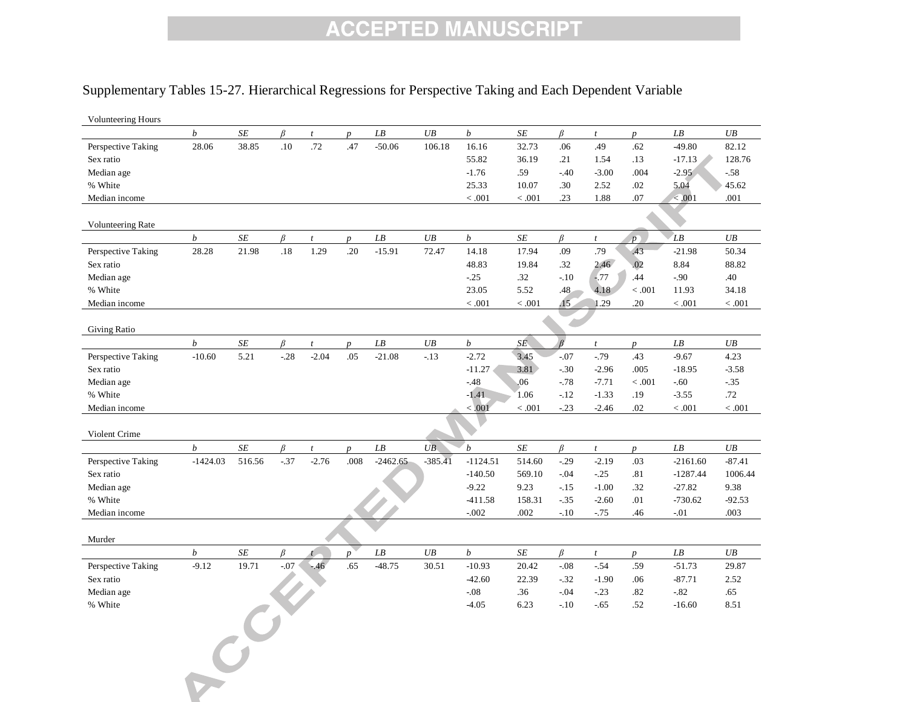Supplementary Tables 15-27. Hierarchical Regressions for Perspective Taking and Each Dependent Variable

Volunteering Hours

| | *b* | *SE* | *β* | *t* | *p* | *LB* | *UB* | *b* | *SE* | *β* | *t* | *p* | *LB* | *UB* |
|---|---|---|---|---|---|---|---|---|---|---|---|---|---|---|
| Perspective Taking | 28.06 | 38.85 | .10 | .72 | .47 | -50.06 | 106.18 | 16.16 | 32.73 | .06 | .49 | .62 | -49.80 | 82.12 |
| Sex ratio | | | | | | | | 55.82 | 36.19 | .21 | 1.54 | .13 | -17.13 | 128.76 |
| Median age | | | | | | | | -1.76 | .59 | -.40 | -3.00 | .004 | -2.95 | -.58 |
| % White | | | | | | | | 25.33 | 10.07 | .30 | 2.52 | .02 | 5.04 | 45.62 |
| Median income | | | | | | | | < .001 | < .001 | .23 | 1.88 | .07 | < .001 | .001 |

Volunteering Rate

| | *b* | *SE* | *β* | *t* | *p* | *LB* | *UB* | *b* | *SE* | *β* | *t* | *p* | *LB* | *UB* |
|---|---|---|---|---|---|---|---|---|---|---|---|---|---|---|
| Perspective Taking | 28.28 | 21.98 | .18 | 1.29 | .20 | -15.91 | 72.47 | 14.18 | 17.94 | .09 | .79 | .43 | -21.98 | 50.34 |
| Sex ratio | | | | | | | | 48.83 | 19.84 | .32 | 2.46 | .02 | 8.84 | 88.82 |
| Median age | | | | | | | | -.25 | .32 | -.10 | -.77 | .44 | -.90 | .40 |
| % White | | | | | | | | 23.05 | 5.52 | .48 | 4.18 | < .001 | 11.93 | 34.18 |
| Median income | | | | | | | | < .001 | < .001 | .15 | 1.29 | .20 | < .001 | < .001 |

Giving Ratio

| | *b* | *SE* | *β* | *t* | *p* | *LB* | *UB* | *b* | *SE* | *β* | *t* | *p* | *LB* | *UB* |
|---|---|---|---|---|---|---|---|---|---|---|---|---|---|---|
| Perspective Taking | -10.60 | 5.21 | -.28 | -2.04 | .05 | -21.08 | -.13 | -2.72 | 3.45 | -.07 | -.79 | .43 | -9.67 | 4.23 |
| Sex ratio | | | | | | | | -11.27 | 3.81 | -.30 | -2.96 | .005 | -18.95 | -3.58 |
| Median age | | | | | | | | -.48 | .06 | -.78 | -7.71 | < .001 | -.60 | -.35 |
| % White | | | | | | | | -1.41 | 1.06 | -.12 | -1.33 | .19 | -3.55 | .72 |
| Median income | | | | | | | | < .001 | < .001 | -.23 | -2.46 | .02 | < .001 | < .001 |

Violent Crime

| | *b* | *SE* | *β* | *t* | *p* | *LB* | *UB* | *b* | *SE* | *β* | *t* | *p* | *LB* | *UB* |
|---|---|---|---|---|---|---|---|---|---|---|---|---|---|---|
| Perspective Taking | -1424.03 | 516.56 | -.37 | -2.76 | .008 | -2462.65 | -385.41 | -1124.51 | 514.60 | -.29 | -2.19 | .03 | -2161.60 | -87.41 |
| Sex ratio | | | | | | | | -140.50 | 569.10 | -.04 | -.25 | .81 | -1287.44 | 1006.44 |
| Median age | | | | | | | | -9.22 | 9.23 | -.15 | -1.00 | .32 | -27.82 | 9.38 |
| % White | | | | | | | | -411.58 | 158.31 | -.35 | -2.60 | .01 | -730.62 | -92.53 |
| Median income | | | | | | | | -.002 | .002 | -.10 | -.75 | .46 | -.01 | .003 |

Murder

| | *b* | *SE* | *β* | *t* | *p* | *LB* | *UB* | *b* | *SE* | *β* | *t* | *p* | *LB* | *UB* |
|---|---|---|---|---|---|---|---|---|---|---|---|---|---|---|
| Perspective Taking | -9.12 | 19.71 | -.07 | -.46 | .65 | -48.75 | 30.51 | -10.93 | 20.42 | -.08 | -.54 | .59 | -51.73 | 29.87 |
| Sex ratio | | | | | | | | -42.60 | 22.39 | -.32 | -1.90 | .06 | -87.71 | 2.52 |
| Median age | | | | | | | | -.08 | .36 | -.04 | -.23 | .82 | -.82 | .65 |
| % White | | | | | | | | -4.05 | 6.23 | -.10 | -.65 | .52 | -16.60 | 8.51 |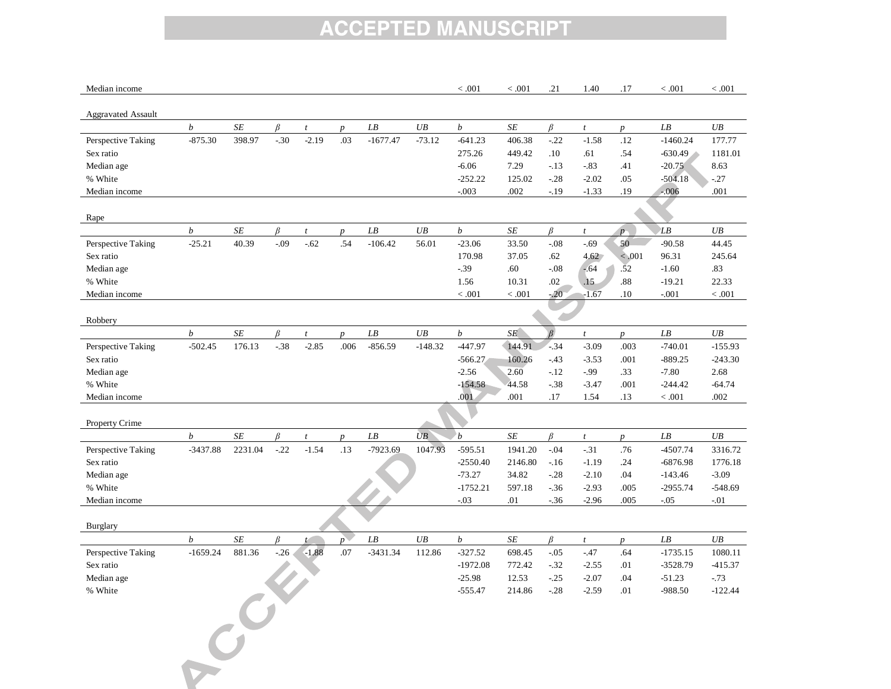| | | | | | | | | | | | | | | |
|---|---|---|---|---|---|---|---|---|---|---|---|---|---|---|
| Median income | | | | | | | | < .001 | < .001 | .21 | 1.40 | .17 | < .001 | < .001 |

| Aggravated Assault | | | | | | | | | | | | | | |
|---|---|---|---|---|---|---|---|---|---|---|---|---|---|---|
| | *b* | *SE* | *β* | *t* | *p* | *LB* | *UB* | *b* | *SE* | *β* | *t* | *p* | *LB* | *UB* |
| Perspective Taking | -875.30 | 398.97 | -.30 | -2.19 | .03 | -1677.47 | -73.12 | -641.23 | 406.38 | -.22 | -1.58 | .12 | -1460.24 | 177.77 |
| Sex ratio | | | | | | | | 275.26 | 449.42 | .10 | .61 | .54 | -630.49 | 1181.01 |
| Median age | | | | | | | | -6.06 | 7.29 | -.13 | -.83 | .41 | -20.75 | 8.63 |
| % White | | | | | | | | -252.22 | 125.02 | -.28 | -2.02 | .05 | -504.18 | -.27 |
| Median income | | | | | | | | -.003 | .002 | -.19 | -1.33 | .19 | -.006 | .001 |

| Rape | | | | | | | | | | | | | | |
|---|---|---|---|---|---|---|---|---|---|---|---|---|---|---|
| | *b* | *SE* | *β* | *t* | *p* | *LB* | *UB* | *b* | *SE* | *β* | *t* | *p* | *LB* | *UB* |
| Perspective Taking | -25.21 | 40.39 | -.09 | -.62 | .54 | -106.42 | 56.01 | -23.06 | 33.50 | -.08 | -.69 | .50 | -90.58 | 44.45 |
| Sex ratio | | | | | | | | 170.98 | 37.05 | .62 | 4.62 | < .001 | 96.31 | 245.64 |
| Median age | | | | | | | | -.39 | .60 | -.08 | -.64 | .52 | -1.60 | .83 |
| % White | | | | | | | | 1.56 | 10.31 | .02 | .15 | .88 | -19.21 | 22.33 |
| Median income | | | | | | | | < .001 | < .001 | -.20 | -1.67 | .10 | -.001 | < .001 |

| Robbery | | | | | | | | | | | | | | |
|---|---|---|---|---|---|---|---|---|---|---|---|---|---|---|
| | *b* | *SE* | *β* | *t* | *p* | *LB* | *UB* | *b* | *SE* | *β* | *t* | *p* | *LB* | *UB* |
| Perspective Taking | -502.45 | 176.13 | -.38 | -2.85 | .006 | -856.59 | -148.32 | -447.97 | 144.91 | -.34 | -3.09 | .003 | -740.01 | -155.93 |
| Sex ratio | | | | | | | | -566.27 | 160.26 | -.43 | -3.53 | .001 | -889.25 | -243.30 |
| Median age | | | | | | | | -2.56 | 2.60 | -.12 | -.99 | .33 | -7.80 | 2.68 |
| % White | | | | | | | | -154.58 | 44.58 | -.38 | -3.47 | .001 | -244.42 | -64.74 |
| Median income | | | | | | | | .001 | .001 | .17 | 1.54 | .13 | < .001 | .002 |

| Property Crime | | | | | | | | | | | | | | |
|---|---|---|---|---|---|---|---|---|---|---|---|---|---|---|
| | *b* | *SE* | *β* | *t* | *p* | *LB* | *UB* | *b* | *SE* | *β* | *t* | *p* | *LB* | *UB* |
| Perspective Taking | -3437.88 | 2231.04 | -.22 | -1.54 | .13 | -7923.69 | 1047.93 | -595.51 | 1941.20 | -.04 | -.31 | .76 | -4507.74 | 3316.72 |
| Sex ratio | | | | | | | | -2550.40 | 2146.80 | -.16 | -1.19 | .24 | -6876.98 | 1776.18 |
| Median age | | | | | | | | -73.27 | 34.82 | -.28 | -2.10 | .04 | -143.46 | -3.09 |
| % White | | | | | | | | -1752.21 | 597.18 | -.36 | -2.93 | .005 | -2955.74 | -548.69 |
| Median income | | | | | | | | -.03 | .01 | -.36 | -2.96 | .005 | -.05 | -.01 |

| Burglary | | | | | | | | | | | | | | |
|---|---|---|---|---|---|---|---|---|---|---|---|---|---|---|
| | *b* | *SE* | *β* | *t* | *p* | *LB* | *UB* | *b* | *SE* | *β* | *t* | *p* | *LB* | *UB* |
| Perspective Taking | -1659.24 | 881.36 | -.26 | -1.88 | .07 | -3431.34 | 112.86 | -327.52 | 698.45 | -.05 | -.47 | .64 | -1735.15 | 1080.11 |
| Sex ratio | | | | | | | | -1972.08 | 772.42 | -.32 | -2.55 | .01 | -3528.79 | -415.37 |
| Median age | | | | | | | | -25.98 | 12.53 | -.25 | -2.07 | .04 | -51.23 | -.73 |
| % White | | | | | | | | -555.47 | 214.86 | -.28 | -2.59 | .01 | -988.50 | -122.44 |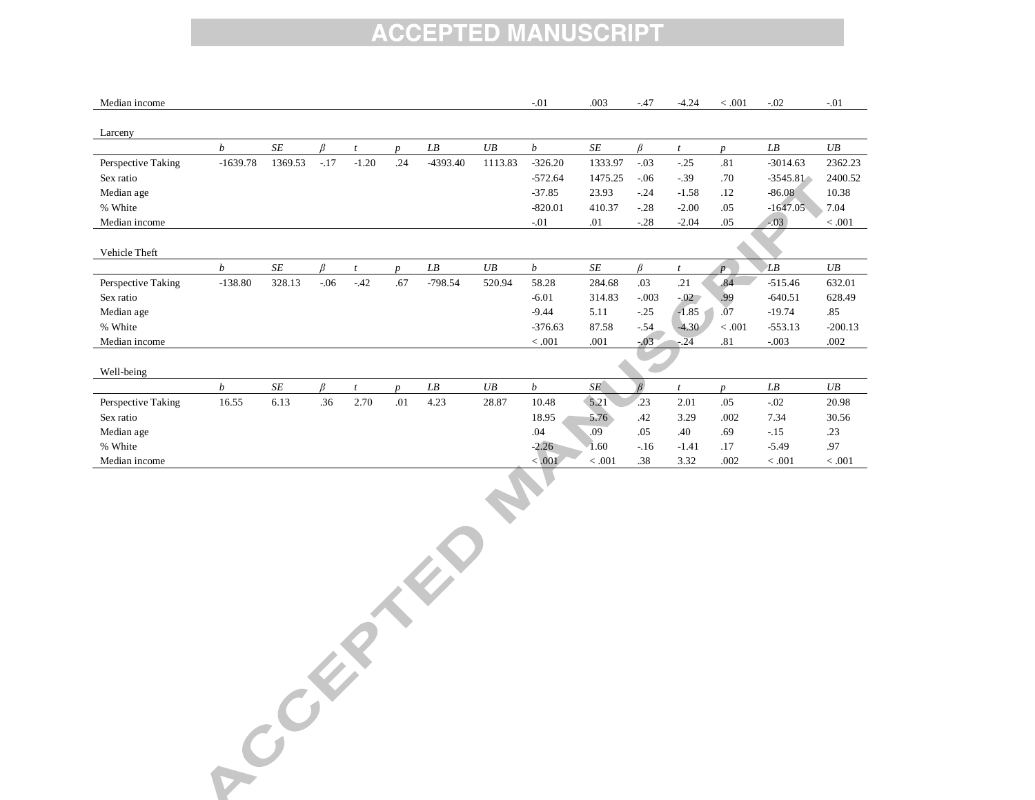| | | | | | | | | | | | | | | |
|---|---|---|---|---|---|---|---|---|---|---|---|---|---|---|
| Median income | | | | | | | | -.01 | .003 | -.47 | -4.24 | < .001 | -.02 | -.01 |

Larceny

| | *b* | *SE* | *β* | *t* | *p* | *LB* | *UB* | *b* | *SE* | *β* | *t* | *p* | *LB* | *UB* |
|---|---|---|---|---|---|---|---|---|---|---|---|---|---|---|
| Perspective Taking | -1639.78 | 1369.53 | -.17 | -1.20 | .24 | -4393.40 | 1113.83 | -326.20 | 1333.97 | -.03 | -.25 | .81 | -3014.63 | 2362.23 |
| Sex ratio | | | | | | | | -572.64 | 1475.25 | -.06 | -.39 | .70 | -3545.81 | 2400.52 |
| Median age | | | | | | | | -37.85 | 23.93 | -.24 | -1.58 | .12 | -86.08 | 10.38 |
| % White | | | | | | | | -820.01 | 410.37 | -.28 | -2.00 | .05 | -1647.05 | 7.04 |
| Median income | | | | | | | | -.01 | .01 | -.28 | -2.04 | .05 | -.03 | < .001 |

Vehicle Theft

| | *b* | *SE* | *β* | *t* | *p* | *LB* | *UB* | *b* | *SE* | *β* | *t* | *p* | *LB* | *UB* |
|---|---|---|---|---|---|---|---|---|---|---|---|---|---|---|
| Perspective Taking | -138.80 | 328.13 | -.06 | -.42 | .67 | -798.54 | 520.94 | 58.28 | 284.68 | .03 | .21 | .84 | -515.46 | 632.01 |
| Sex ratio | | | | | | | | -6.01 | 314.83 | -.003 | -.02 | .99 | -640.51 | 628.49 |
| Median age | | | | | | | | -9.44 | 5.11 | -.25 | -1.85 | .07 | -19.74 | .85 |
| % White | | | | | | | | -376.63 | 87.58 | -.54 | -4.30 | < .001 | -553.13 | -200.13 |
| Median income | | | | | | | | < .001 | .001 | -.03 | -.24 | .81 | -.003 | .002 |

Well-being

| | *b* | *SE* | *β* | *t* | *p* | *LB* | *UB* | *b* | *SE* | *β* | *t* | *p* | *LB* | *UB* |
|---|---|---|---|---|---|---|---|---|---|---|---|---|---|---|
| Perspective Taking | 16.55 | 6.13 | .36 | 2.70 | .01 | 4.23 | 28.87 | 10.48 | 5.21 | .23 | 2.01 | .05 | -.02 | 20.98 |
| Sex ratio | | | | | | | | 18.95 | 5.76 | .42 | 3.29 | .002 | 7.34 | 30.56 |
| Median age | | | | | | | | .04 | .09 | .05 | .40 | .69 | -.15 | .23 |
| % White | | | | | | | | -2.26 | 1.60 | -.16 | -1.41 | .17 | -5.49 | .97 |
| Median income | | | | | | | | < .001 | < .001 | .38 | 3.32 | .002 | < .001 | < .001 |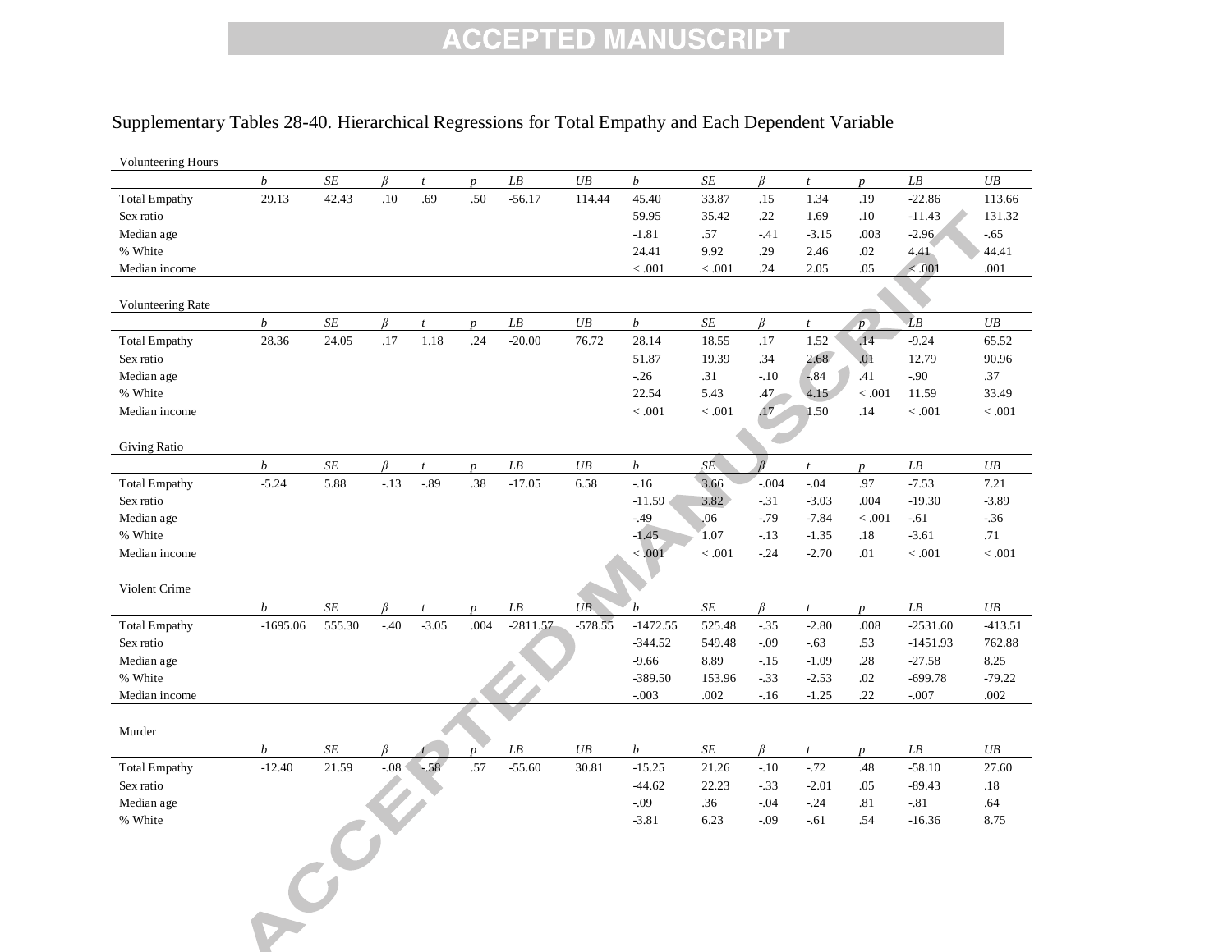Supplementary Tables 28-40. Hierarchical Regressions for Total Empathy and Each Dependent Variable

Volunteering Hours

| | *b* | *SE* | *β* | *t* | *p* | *LB* | *UB* | *b* | *SE* | *β* | *t* | *p* | *LB* | *UB* |
|---|---|---|---|---|---|---|---|---|---|---|---|---|---|---|
| Total Empathy | 29.13 | 42.43 | .10 | .69 | .50 | -56.17 | 114.44 | 45.40 | 33.87 | .15 | 1.34 | .19 | -22.86 | 113.66 |
| Sex ratio | | | | | | | | 59.95 | 35.42 | .22 | 1.69 | .10 | -11.43 | 131.32 |
| Median age | | | | | | | | -1.81 | .57 | -.41 | -3.15 | .003 | -2.96 | -.65 |
| % White | | | | | | | | 24.41 | 9.92 | .29 | 2.46 | .02 | 4.41 | 44.41 |
| Median income | | | | | | | | < .001 | < .001 | .24 | 2.05 | .05 | < .001 | .001 |

Volunteering Rate

| | *b* | *SE* | *β* | *t* | *p* | *LB* | *UB* | *b* | *SE* | *β* | *t* | *p* | *LB* | *UB* |
|---|---|---|---|---|---|---|---|---|---|---|---|---|---|---|
| Total Empathy | 28.36 | 24.05 | .17 | 1.18 | .24 | -20.00 | 76.72 | 28.14 | 18.55 | .17 | 1.52 | .14 | -9.24 | 65.52 |
| Sex ratio | | | | | | | | 51.87 | 19.39 | .34 | 2.68 | .01 | 12.79 | 90.96 |
| Median age | | | | | | | | -.26 | .31 | -.10 | -.84 | .41 | -.90 | .37 |
| % White | | | | | | | | 22.54 | 5.43 | .47 | 4.15 | < .001 | 11.59 | 33.49 |
| Median income | | | | | | | | < .001 | < .001 | .17 | 1.50 | .14 | < .001 | < .001 |

Giving Ratio

| | *b* | *SE* | *β* | *t* | *p* | *LB* | *UB* | *b* | *SE* | *β* | *t* | *p* | *LB* | *UB* |
|---|---|---|---|---|---|---|---|---|---|---|---|---|---|---|
| Total Empathy | -5.24 | 5.88 | -.13 | -.89 | .38 | -17.05 | 6.58 | -.16 | 3.66 | -.004 | -.04 | .97 | -7.53 | 7.21 |
| Sex ratio | | | | | | | | -11.59 | 3.82 | -.31 | -3.03 | .004 | -19.30 | -3.89 |
| Median age | | | | | | | | -.49 | .06 | -.79 | -7.84 | < .001 | -.61 | -.36 |
| % White | | | | | | | | -1.45 | 1.07 | -.13 | -1.35 | .18 | -3.61 | .71 |
| Median income | | | | | | | | < .001 | < .001 | -.24 | -2.70 | .01 | < .001 | < .001 |

Violent Crime

| | *b* | *SE* | *β* | *t* | *p* | *LB* | *UB* | *b* | *SE* | *β* | *t* | *p* | *LB* | *UB* |
|---|---|---|---|---|---|---|---|---|---|---|---|---|---|---|
| Total Empathy | -1695.06 | 555.30 | -.40 | -3.05 | .004 | -2811.57 | -578.55 | -1472.55 | 525.48 | -.35 | -2.80 | .008 | -2531.60 | -413.51 |
| Sex ratio | | | | | | | | -344.52 | 549.48 | -.09 | -.63 | .53 | -1451.93 | 762.88 |
| Median age | | | | | | | | -9.66 | 8.89 | -.15 | -1.09 | .28 | -27.58 | 8.25 |
| % White | | | | | | | | -389.50 | 153.96 | -.33 | -2.53 | .02 | -699.78 | -79.22 |
| Median income | | | | | | | | -.003 | .002 | -.16 | -1.25 | .22 | -.007 | .002 |

Murder

| | *b* | *SE* | *β* | *t* | *p* | *LB* | *UB* | *b* | *SE* | *β* | *t* | *p* | *LB* | *UB* |
|---|---|---|---|---|---|---|---|---|---|---|---|---|---|---|
| Total Empathy | -12.40 | 21.59 | -.08 | -.58 | .57 | -55.60 | 30.81 | -15.25 | 21.26 | -.10 | -.72 | .48 | -58.10 | 27.60 |
| Sex ratio | | | | | | | | -44.62 | 22.23 | -.33 | -2.01 | .05 | -89.43 | .18 |
| Median age | | | | | | | | -.09 | .36 | -.04 | -.24 | .81 | -.81 | .64 |
| % White | | | | | | | | -3.81 | 6.23 | -.09 | -.61 | .54 | -16.36 | 8.75 |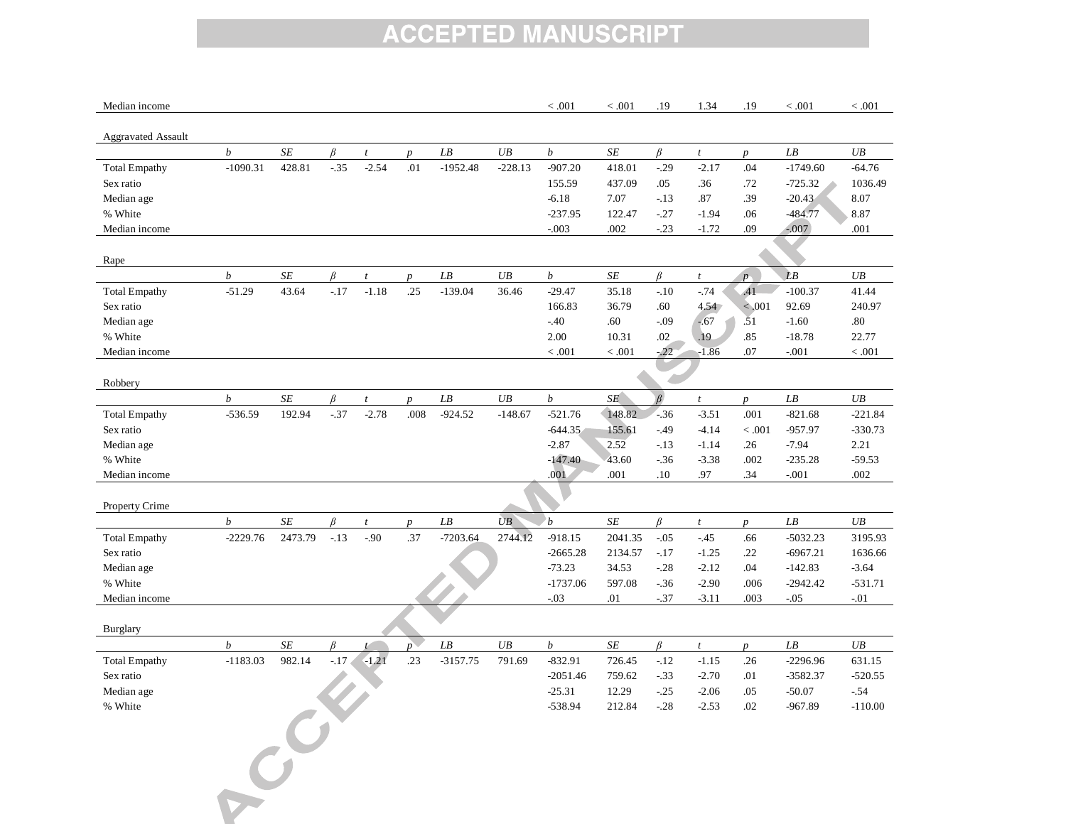| | | | | | | | | | | | | | |
|---|---|---|---|---|---|---|---|---|---|---|---|---|---|
| Median income | | | | | | | | < .001 | < .001 | .19 | 1.34 | .19 | < .001 | < .001 |

| Aggravated Assault | | | | | | | | | | | | | | |
|---|---|---|---|---|---|---|---|---|---|---|---|---|---|---|
| | *b* | *SE* | *β* | *t* | *p* | *LB* | *UB* | *b* | *SE* | *β* | *t* | *p* | *LB* | *UB* |
| Total Empathy | -1090.31 | 428.81 | -.35 | -2.54 | .01 | -1952.48 | -228.13 | -907.20 | 418.01 | -.29 | -2.17 | .04 | -1749.60 | -64.76 |
| Sex ratio | | | | | | | | 155.59 | 437.09 | .05 | .36 | .72 | -725.32 | 1036.49 |
| Median age | | | | | | | | -6.18 | 7.07 | -.13 | .87 | .39 | -20.43 | 8.07 |
| % White | | | | | | | | -237.95 | 122.47 | -.27 | -1.94 | .06 | -484.77 | 8.87 |
| Median income | | | | | | | | -.003 | .002 | -.23 | -1.72 | .09 | -.007 | .001 |

| Rape | | | | | | | | | | | | | | |
|---|---|---|---|---|---|---|---|---|---|---|---|---|---|---|
| | *b* | *SE* | *β* | *t* | *p* | *LB* | *UB* | *b* | *SE* | *β* | *t* | *p* | *LB* | *UB* |
| Total Empathy | -51.29 | 43.64 | -.17 | -1.18 | .25 | -139.04 | 36.46 | -29.47 | 35.18 | -.10 | -.74 | .41 | -100.37 | 41.44 |
| Sex ratio | | | | | | | | 166.83 | 36.79 | .60 | 4.54 | < .001 | 92.69 | 240.97 |
| Median age | | | | | | | | -.40 | .60 | -.09 | -.67 | .51 | -1.60 | .80 |
| % White | | | | | | | | 2.00 | 10.31 | .02 | .19 | .85 | -18.78 | 22.77 |
| Median income | | | | | | | | < .001 | < .001 | -.22 | -1.86 | .07 | -.001 | < .001 |

| Robbery | | | | | | | | | | | | | | |
|---|---|---|---|---|---|---|---|---|---|---|---|---|---|---|
| | *b* | *SE* | *β* | *t* | *p* | *LB* | *UB* | *b* | *SE* | *β* | *t* | *p* | *LB* | *UB* |
| Total Empathy | -536.59 | 192.94 | -.37 | -2.78 | .008 | -924.52 | -148.67 | -521.76 | 148.82 | -.36 | -3.51 | .001 | -821.68 | -221.84 |
| Sex ratio | | | | | | | | -644.35 | 155.61 | -.49 | -4.14 | < .001 | -957.97 | -330.73 |
| Median age | | | | | | | | -2.87 | 2.52 | -.13 | -1.14 | .26 | -7.94 | 2.21 |
| % White | | | | | | | | -147.40 | 43.60 | -.36 | -3.38 | .002 | -235.28 | -59.53 |
| Median income | | | | | | | | .001 | .001 | .10 | .97 | .34 | -.001 | .002 |

| Property Crime | | | | | | | | | | | | | | |
|---|---|---|---|---|---|---|---|---|---|---|---|---|---|---|
| | *b* | *SE* | *β* | *t* | *p* | *LB* | *UB* | *b* | *SE* | *β* | *t* | *p* | *LB* | *UB* |
| Total Empathy | -2229.76 | 2473.79 | -.13 | -.90 | .37 | -7203.64 | 2744.12 | -918.15 | 2041.35 | -.05 | -.45 | .66 | -5032.23 | 3195.93 |
| Sex ratio | | | | | | | | -2665.28 | 2134.57 | -.17 | -1.25 | .22 | -6967.21 | 1636.66 |
| Median age | | | | | | | | -73.23 | 34.53 | -.28 | -2.12 | .04 | -142.83 | -3.64 |
| % White | | | | | | | | -1737.06 | 597.08 | -.36 | -2.90 | .006 | -2942.42 | -531.71 |
| Median income | | | | | | | | -.03 | .01 | -.37 | -3.11 | .003 | -.05 | -.01 |

| Burglary | | | | | | | | | | | | | | |
|---|---|---|---|---|---|---|---|---|---|---|---|---|---|---|
| | *b* | *SE* | *β* | *t* | *p* | *LB* | *UB* | *b* | *SE* | *β* | *t* | *p* | *LB* | *UB* |
| Total Empathy | -1183.03 | 982.14 | -.17 | -1.21 | .23 | -3157.75 | 791.69 | -832.91 | 726.45 | -.12 | -1.15 | .26 | -2296.96 | 631.15 |
| Sex ratio | | | | | | | | -2051.46 | 759.62 | -.33 | -2.70 | .01 | -3582.37 | -520.55 |
| Median age | | | | | | | | -25.31 | 12.29 | -.25 | -2.06 | .05 | -50.07 | -.54 |
| % White | | | | | | | | -538.94 | 212.84 | -.28 | -2.53 | .02 | -967.89 | -110.00 |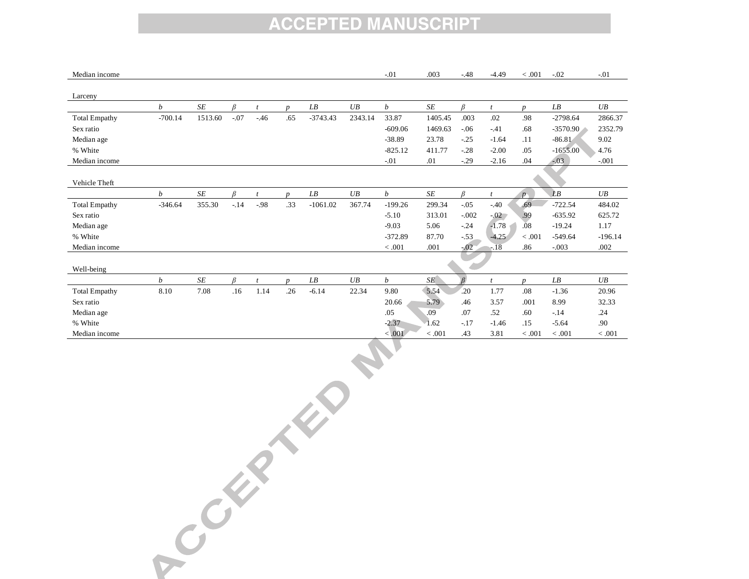|  |  |  |  |  |  |  |  | b | SE | β | t | p | LB | UB |
|---|---|---|---|---|---|---|---|---|---|---|---|---|---|---|
| Median income |  |  |  |  |  |  |  | -.01 | .003 | -.48 | -4.49 | < .001 | -.02 | -.01 |

Larceny

|  | b | SE | β | t | p | LB | UB | b | SE | β | t | p | LB | UB |
|---|---|---|---|---|---|---|---|---|---|---|---|---|---|---|
| Total Empathy | -700.14 | 1513.60 | -.07 | -.46 | .65 | -3743.43 | 2343.14 | 33.87 | 1405.45 | .003 | .02 | .98 | -2798.64 | 2866.37 |
| Sex ratio |  |  |  |  |  |  |  | -609.06 | 1469.63 | -.06 | -.41 | .68 | -3570.90 | 2352.79 |
| Median age |  |  |  |  |  |  |  | -38.89 | 23.78 | -.25 | -1.64 | .11 | -86.81 | 9.02 |
| % White |  |  |  |  |  |  |  | -825.12 | 411.77 | -.28 | -2.00 | .05 | -1655.00 | 4.76 |
| Median income |  |  |  |  |  |  |  | -.01 | .01 | -.29 | -2.16 | .04 | -.03 | -.001 |

Vehicle Theft

|  | b | SE | β | t | p | LB | UB | b | SE | β | t | p | LB | UB |
|---|---|---|---|---|---|---|---|---|---|---|---|---|---|---|
| Total Empathy | -346.64 | 355.30 | -.14 | -.98 | .33 | -1061.02 | 367.74 | -199.26 | 299.34 | -.05 | -.40 | .69 | -722.54 | 484.02 |
| Sex ratio |  |  |  |  |  |  |  | -5.10 | 313.01 | -.002 | -.02 | .99 | -635.92 | 625.72 |
| Median age |  |  |  |  |  |  |  | -9.03 | 5.06 | -.24 | -1.78 | .08 | -19.24 | 1.17 |
| % White |  |  |  |  |  |  |  | -372.89 | 87.70 | -.53 | -4.25 | < .001 | -549.64 | -196.14 |
| Median income |  |  |  |  |  |  |  | < .001 | .001 | -.02 | -.18 | .86 | -.003 | .002 |

Well-being

|  | b | SE | β | t | p | LB | UB | b | SE | β | t | p | LB | UB |
|---|---|---|---|---|---|---|---|---|---|---|---|---|---|---|
| Total Empathy | 8.10 | 7.08 | .16 | 1.14 | .26 | -6.14 | 22.34 | 9.80 | 5.54 | .20 | 1.77 | .08 | -1.36 | 20.96 |
| Sex ratio |  |  |  |  |  |  |  | 20.66 | 5.79 | .46 | 3.57 | .001 | 8.99 | 32.33 |
| Median age |  |  |  |  |  |  |  | .05 | .09 | .07 | .52 | .60 | -.14 | .24 |
| % White |  |  |  |  |  |  |  | -2.37 | 1.62 | -.17 | -1.46 | .15 | -5.64 | .90 |
| Median income |  |  |  |  |  |  |  | < .001 | < .001 | .43 | 3.81 | < .001 | < .001 | < .001 |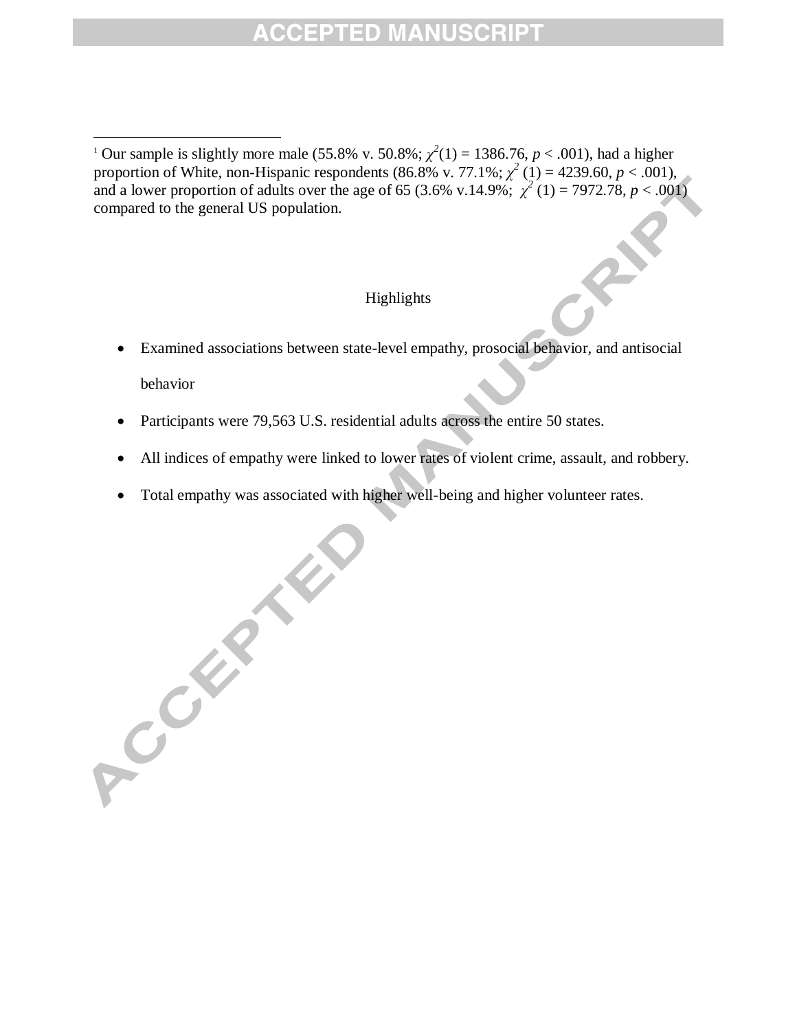[1] Our sample is slightly more male (55.8% v. 50.8%; $\chi^2(1) = 1386.76$, $p < .001$), had a higher proportion of White, non-Hispanic respondents (86.8% v. 77.1%; $\chi^2(1) = 4239.60$, $p < .001$), and a lower proportion of adults over the age of 65 (3.6% v.14.9%; $\chi^2(1) = 7972.78$, $p < .001$) compared to the general US population.

## Highlights

- Examined associations between state-level empathy, prosocial behavior, and antisocial behavior
- Participants were 79,563 U.S. residential adults across the entire 50 states.
- All indices of empathy were linked to lower rates of violent crime, assault, and robbery.
- Total empathy was associated with higher well-being and higher volunteer rates.